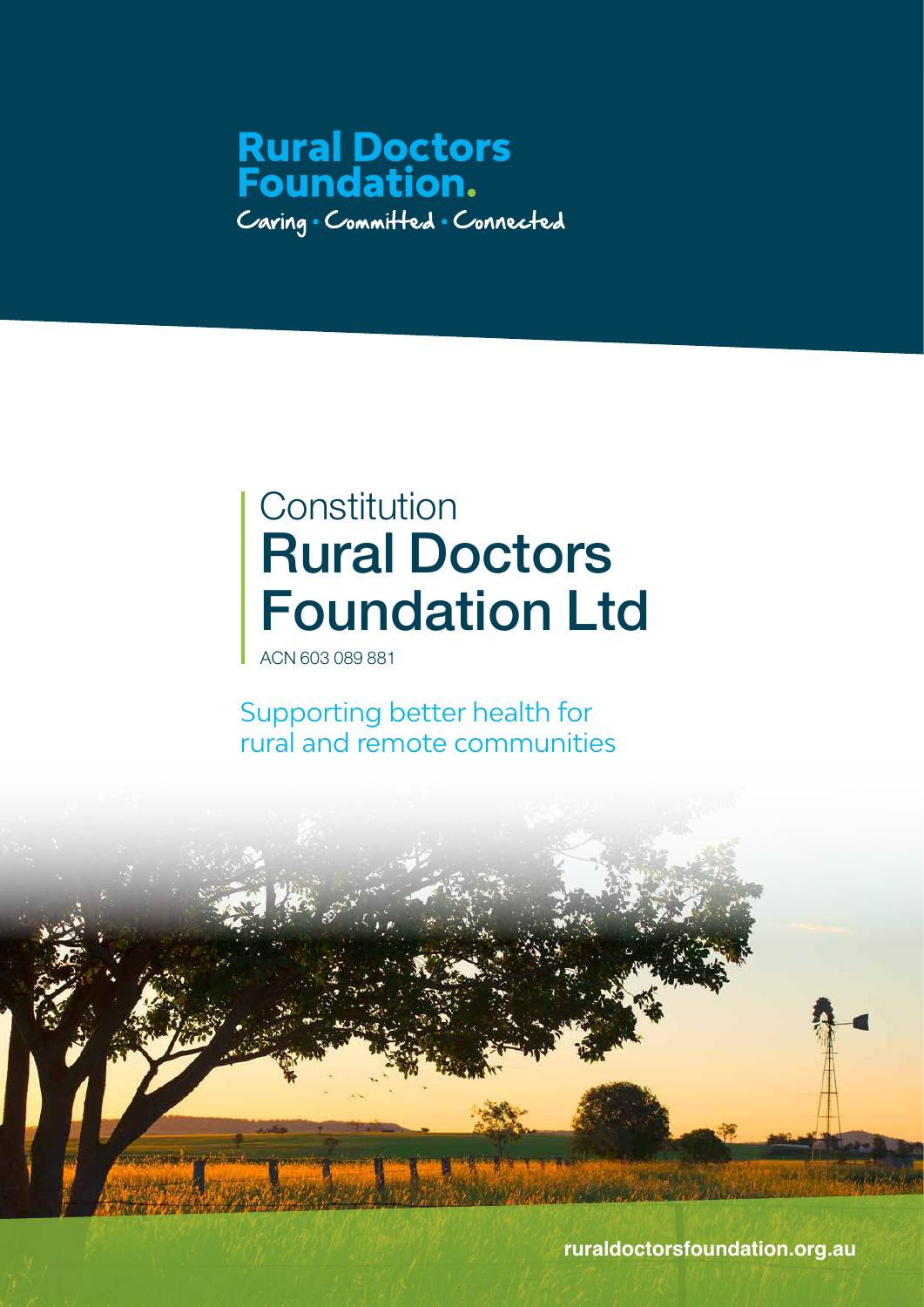**Rural Doctors Foundation.**

Caring · Committed · Connected

# Constitution
# Rural Doctors Foundation Ltd

ACN 603 089 881

Supporting better health for rural and remote communities

ruraldoctorsfoundation.org.au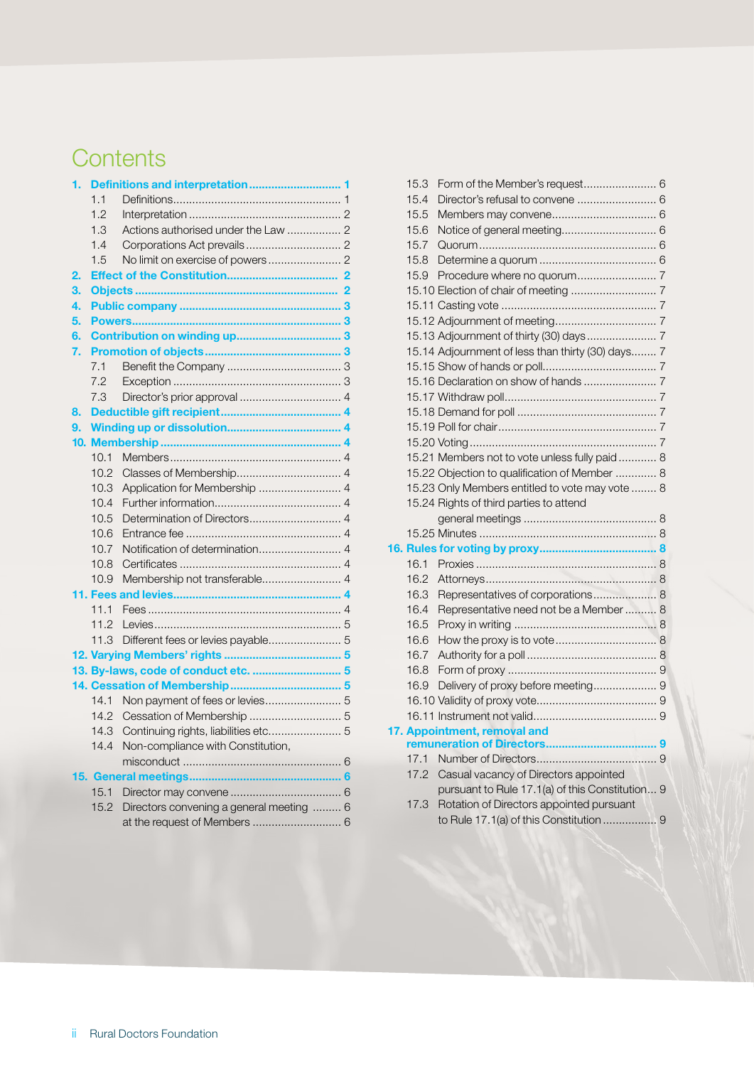# Contents

- **1. Definitions and interpretation ... 1**
  - 1.1 Definitions ... 1
  - 1.2 Interpretation ... 2
  - 1.3 Actions authorised under the Law ... 2
  - 1.4 Corporations Act prevails ... 2
  - 1.5 No limit on exercise of powers ... 2
- **2. Effect of the Constitution ... 2**
- **3. Objects ... 2**
- **4. Public company ... 3**
- **5. Powers ... 3**
- **6. Contribution on winding up ... 3**
- **7. Promotion of objects ... 3**
  - 7.1 Benefit the Company ... 3
  - 7.2 Exception ... 3
  - 7.3 Director's prior approval ... 4
- **8. Deductible gift recipient ... 4**
- **9. Winding up or dissolution ... 4**
- **10. Membership ... 4**
  - 10.1 Members ... 4
  - 10.2 Classes of Membership ... 4
  - 10.3 Application for Membership ... 4
  - 10.4 Further information ... 4
  - 10.5 Determination of Directors ... 4
  - 10.6 Entrance fee ... 4
  - 10.7 Notification of determination ... 4
  - 10.8 Certificates ... 4
  - 10.9 Membership not transferable ... 4
- **11. Fees and levies ... 4**
  - 11.1 Fees ... 4
  - 11.2 Levies ... 5
  - 11.3 Different fees or levies payable ... 5
- **12. Varying Members' rights ... 5**
- **13. By-laws, code of conduct etc. ... 5**
- **14. Cessation of Membership ... 5**
  - 14.1 Non payment of fees or levies ... 5
  - 14.2 Cessation of Membership ... 5
  - 14.3 Continuing rights, liabilities etc ... 5
  - 14.4 Non-compliance with Constitution, misconduct ... 6
- **15. General meetings ... 6**
  - 15.1 Director may convene ... 6
  - 15.2 Directors convening a general meeting at the request of Members ... 6
  - 15.3 Form of the Member's request ... 6
  - 15.4 Director's refusal to convene ... 6
  - 15.5 Members may convene ... 6
  - 15.6 Notice of general meeting ... 6
  - 15.7 Quorum ... 6
  - 15.8 Determine a quorum ... 6
  - 15.9 Procedure where no quorum ... 7
  - 15.10 Election of chair of meeting ... 7
  - 15.11 Casting vote ... 7
  - 15.12 Adjournment of meeting ... 7
  - 15.13 Adjournment of thirty (30) days ... 7
  - 15.14 Adjournment of less than thirty (30) days ... 7
  - 15.15 Show of hands or poll ... 7
  - 15.16 Declaration on show of hands ... 7
  - 15.17 Withdraw poll ... 7
  - 15.18 Demand for poll ... 7
  - 15.19 Poll for chair ... 7
  - 15.20 Voting ... 7
  - 15.21 Members not to vote unless fully paid ... 8
  - 15.22 Objection to qualification of Member ... 8
  - 15.23 Only Members entitled to vote may vote ... 8
  - 15.24 Rights of third parties to attend general meetings ... 8
  - 15.25 Minutes ... 8
- **16. Rules for voting by proxy ... 8**
  - 16.1 Proxies ... 8
  - 16.2 Attorneys ... 8
  - 16.3 Representatives of corporations ... 8
  - 16.4 Representative need not be a Member ... 8
  - 16.5 Proxy in writing ... 8
  - 16.6 How the proxy is to vote ... 8
  - 16.7 Authority for a poll ... 8
  - 16.8 Form of proxy ... 9
  - 16.9 Delivery of proxy before meeting ... 9
  - 16.10 Validity of proxy vote ... 9
  - 16.11 Instrument not valid ... 9
- **17. Appointment, removal and remuneration of Directors ... 9**
  - 17.1 Number of Directors ... 9
  - 17.2 Casual vacancy of Directors appointed pursuant to Rule 17.1(a) of this Constitution ... 9
  - 17.3 Rotation of Directors appointed pursuant to Rule 17.1(a) of this Constitution ... 9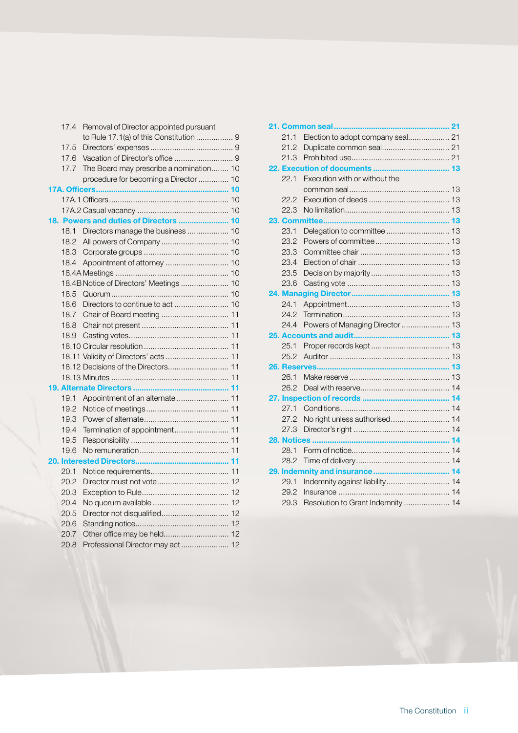17.4 Removal of Director appointed pursuant to Rule 17.1(a) of this Constitution ................. 9
17.5 Directors' expenses ...................................... 9
17.6 Vacation of Director's office ........................... 9
17.7 The Board may prescribe a nomination........ 10
procedure for becoming a Director .............. 10

**17A. Officers ............................................................ 10**

17A.1 Officers....................................................... 10
17A.2 Casual vacancy .......................................... 10

**18. Powers and duties of Directors ........................ 10**

18.1 Directors manage the business ................... 10
18.2 All powers of Company ............................... 10
18.3 Corporate groups ....................................... 10
18.4 Appointment of attorney ............................. 10
18.4A Meetings .................................................... 10
18.4B Notice of Directors' Meetings ...................... 10
18.5 Quorum ..................................................... 10
18.6 Directors to continue to act ......................... 10
18.7 Chair of Board meeting ............................... 11
18.8 Chair not present ........................................ 11
18.9 Casting votes.............................................. 11
18.10 Circular resolution ....................................... 11
18.11 Validity of Directors' acts ............................. 11
18.12 Decisions of the Directors............................ 11
18.13 Minutes ...................................................... 11

**19. Alternate Directors ............................................ 11**

19.1 Appointment of an alternate ........................ 11
19.2 Notice of meetings...................................... 11
19.3 Power of alternate....................................... 11
19.4 Termination of appointment......................... 11
19.5 Responsibility ............................................. 11
19.6 No remuneration ......................................... 11

**20. Interested Directors........................................... 11**

20.1 Notice requirements.................................... 11
20.2 Director must not vote................................. 12
20.3 Exception to Rule........................................ 12
20.4 No quorum available ................................... 12
20.5 Director not disqualified............................... 12
20.6 Standing notice........................................... 12
20.7 Other office may be held.............................. 12
20.8 Professional Director may act...................... 12

**21. Common seal ..................................................... 21**

21.1 Election to adopt company seal................... 21
21.2 Duplicate common seal............................... 21
21.3 Prohibited use............................................. 21

**22. Execution of documents ................................... 13**

22.1 Execution with or without the common seal ............................................. 13
22.2 Execution of deeds ..................................... 13
22.3 No limitation................................................ 13

**23. Committee.......................................................... 13**

23.1 Delegation to committee ............................. 13
23.2 Powers of committee .................................. 13
23.3 Committee chair ......................................... 13
23.4 Election of chair .......................................... 13
23.5 Decision by majority.................................... 13
23.6 Casting vote ............................................... 13

**24. Managing Director ............................................ 13**

24.1 Appointment............................................... 13
24.2 Termination................................................. 13
24.4 Powers of Managing Director ...................... 13

**25. Accounts and audit ........................................... 13**

25.1 Proper records kept .................................... 13
25.2 Auditor ....................................................... 13

**26. Reserves............................................................ 13**

26.1 Make reserve .............................................. 13
26.2 Deal with reserve......................................... 14

**27. Inspection of records ........................................ 14**

27.1 Conditions.................................................. 14
27.2 No right unless authorised........................... 14
27.3 Director's right ............................................ 14

**28. Notices .............................................................. 14**

28.1 Form of notice............................................. 14
28.2 Time of delivery........................................... 14

**29. Indemnity and insurance .................................. 14**

29.1 Indemnity against liability............................. 14
29.2 Insurance ................................................... 14
29.3 Resolution to Grant Indemnity ..................... 14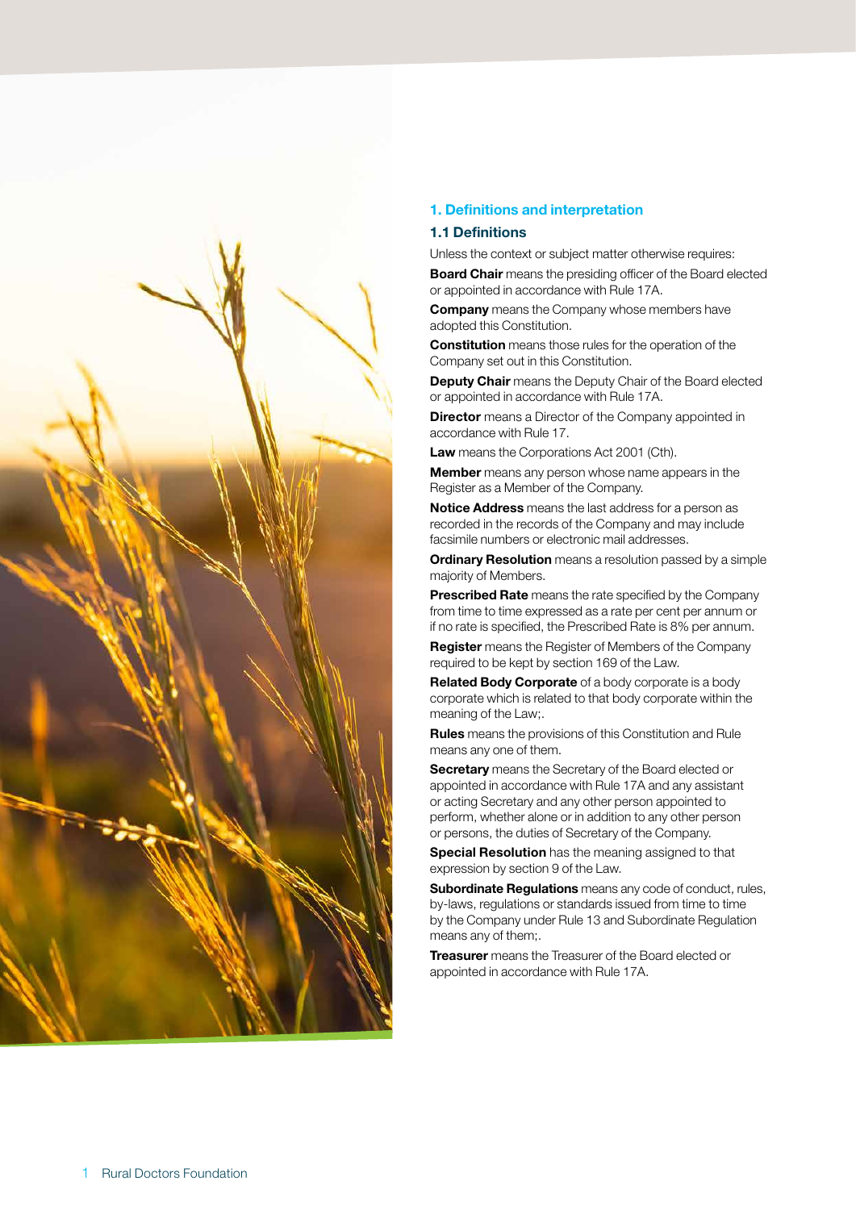## 1. Definitions and interpretation

### 1.1 Definitions

Unless the context or subject matter otherwise requires:

**Board Chair** means the presiding officer of the Board elected or appointed in accordance with Rule 17A.

**Company** means the Company whose members have adopted this Constitution.

**Constitution** means those rules for the operation of the Company set out in this Constitution.

**Deputy Chair** means the Deputy Chair of the Board elected or appointed in accordance with Rule 17A.

**Director** means a Director of the Company appointed in accordance with Rule 17.

**Law** means the Corporations Act 2001 (Cth).

**Member** means any person whose name appears in the Register as a Member of the Company.

**Notice Address** means the last address for a person as recorded in the records of the Company and may include facsimile numbers or electronic mail addresses.

**Ordinary Resolution** means a resolution passed by a simple majority of Members.

**Prescribed Rate** means the rate specified by the Company from time to time expressed as a rate per cent per annum or if no rate is specified, the Prescribed Rate is 8% per annum.

**Register** means the Register of Members of the Company required to be kept by section 169 of the Law.

**Related Body Corporate** of a body corporate is a body corporate which is related to that body corporate within the meaning of the Law;.

**Rules** means the provisions of this Constitution and Rule means any one of them.

**Secretary** means the Secretary of the Board elected or appointed in accordance with Rule 17A and any assistant or acting Secretary and any other person appointed to perform, whether alone or in addition to any other person or persons, the duties of Secretary of the Company.

**Special Resolution** has the meaning assigned to that expression by section 9 of the Law.

**Subordinate Regulations** means any code of conduct, rules, by-laws, regulations or standards issued from time to time by the Company under Rule 13 and Subordinate Regulation means any of them;.

**Treasurer** means the Treasurer of the Board elected or appointed in accordance with Rule 17A.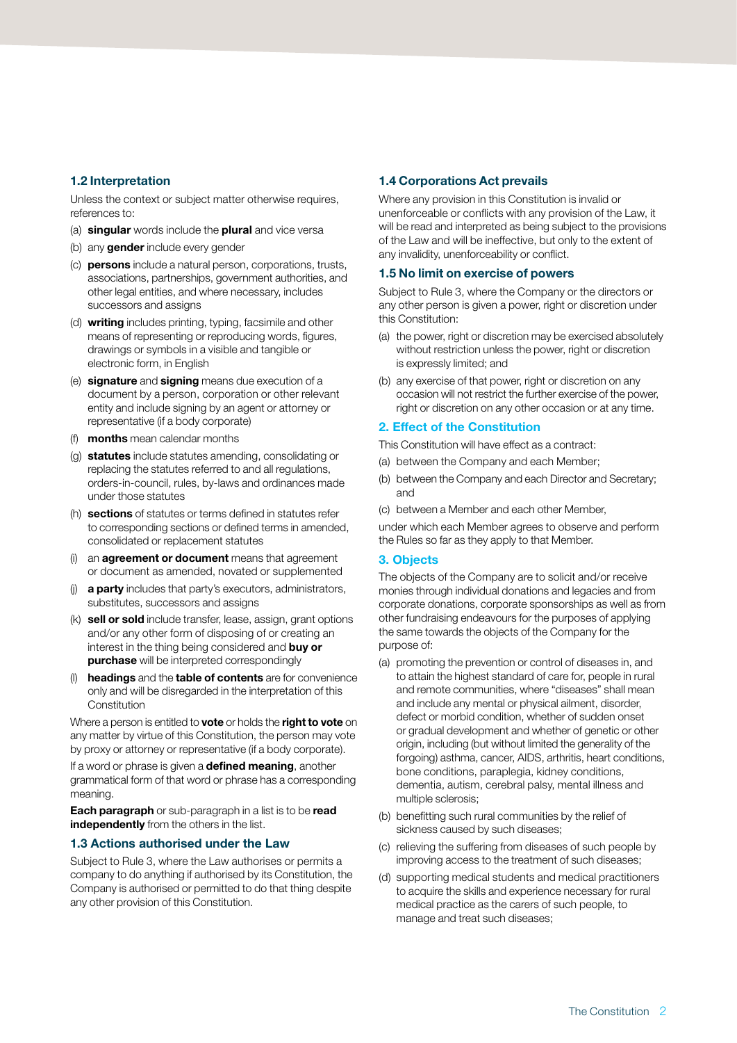### 1.2 Interpretation

Unless the context or subject matter otherwise requires, references to:

(a) **singular** words include the **plural** and vice versa

(b) any **gender** include every gender

(c) **persons** include a natural person, corporations, trusts, associations, partnerships, government authorities, and other legal entities, and where necessary, includes successors and assigns

(d) **writing** includes printing, typing, facsimile and other means of representing or reproducing words, figures, drawings or symbols in a visible and tangible or electronic form, in English

(e) **signature** and **signing** means due execution of a document by a person, corporation or other relevant entity and include signing by an agent or attorney or representative (if a body corporate)

(f) **months** mean calendar months

(g) **statutes** include statutes amending, consolidating or replacing the statutes referred to and all regulations, orders-in-council, rules, by-laws and ordinances made under those statutes

(h) **sections** of statutes or terms defined in statutes refer to corresponding sections or defined terms in amended, consolidated or replacement statutes

(i) an **agreement or document** means that agreement or document as amended, novated or supplemented

(j) **a party** includes that party's executors, administrators, substitutes, successors and assigns

(k) **sell or sold** include transfer, lease, assign, grant options and/or any other form of disposing of or creating an interest in the thing being considered and **buy or purchase** will be interpreted correspondingly

(l) **headings** and the **table of contents** are for convenience only and will be disregarded in the interpretation of this Constitution

Where a person is entitled to **vote** or holds the **right to vote** on any matter by virtue of this Constitution, the person may vote by proxy or attorney or representative (if a body corporate).

If a word or phrase is given a **defined meaning**, another grammatical form of that word or phrase has a corresponding meaning.

**Each paragraph** or sub-paragraph in a list is to be **read independently** from the others in the list.

### 1.3 Actions authorised under the Law

Subject to Rule 3, where the Law authorises or permits a company to do anything if authorised by its Constitution, the Company is authorised or permitted to do that thing despite any other provision of this Constitution.

### 1.4 Corporations Act prevails

Where any provision in this Constitution is invalid or unenforceable or conflicts with any provision of the Law, it will be read and interpreted as being subject to the provisions of the Law and will be ineffective, but only to the extent of any invalidity, unenforceability or conflict.

### 1.5 No limit on exercise of powers

Subject to Rule 3, where the Company or the directors or any other person is given a power, right or discretion under this Constitution:

(a) the power, right or discretion may be exercised absolutely without restriction unless the power, right or discretion is expressly limited; and

(b) any exercise of that power, right or discretion on any occasion will not restrict the further exercise of the power, right or discretion on any other occasion or at any time.

## 2. Effect of the Constitution

This Constitution will have effect as a contract:

(a) between the Company and each Member;

(b) between the Company and each Director and Secretary; and

(c) between a Member and each other Member,

under which each Member agrees to observe and perform the Rules so far as they apply to that Member.

## 3. Objects

The objects of the Company are to solicit and/or receive monies through individual donations and legacies and from corporate donations, corporate sponsorships as well as from other fundraising endeavours for the purposes of applying the same towards the objects of the Company for the purpose of:

(a) promoting the prevention or control of diseases in, and to attain the highest standard of care for, people in rural and remote communities, where "diseases" shall mean and include any mental or physical ailment, disorder, defect or morbid condition, whether of sudden onset or gradual development and whether of genetic or other origin, including (but without limited the generality of the forgoing) asthma, cancer, AIDS, arthritis, heart conditions, bone conditions, paraplegia, kidney conditions, dementia, autism, cerebral palsy, mental illness and multiple sclerosis;

(b) benefitting such rural communities by the relief of sickness caused by such diseases;

(c) relieving the suffering from diseases of such people by improving access to the treatment of such diseases;

(d) supporting medical students and medical practitioners to acquire the skills and experience necessary for rural medical practice as the carers of such people, to manage and treat such diseases;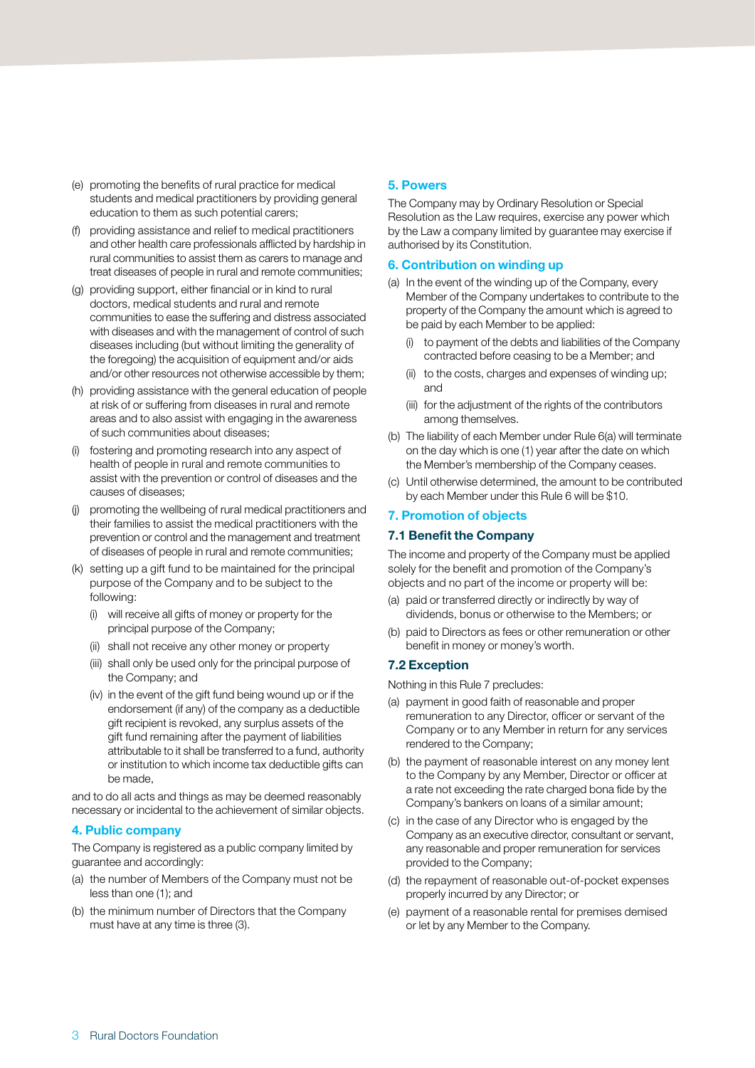(e) promoting the benefits of rural practice for medical students and medical practitioners by providing general education to them as such potential carers;

(f) providing assistance and relief to medical practitioners and other health care professionals afflicted by hardship in rural communities to assist them as carers to manage and treat diseases of people in rural and remote communities;

(g) providing support, either financial or in kind to rural doctors, medical students and rural and remote communities to ease the suffering and distress associated with diseases and with the management of control of such diseases including (but without limiting the generality of the foregoing) the acquisition of equipment and/or aids and/or other resources not otherwise accessible by them;

(h) providing assistance with the general education of people at risk of or suffering from diseases in rural and remote areas and to also assist with engaging in the awareness of such communities about diseases;

(i) fostering and promoting research into any aspect of health of people in rural and remote communities to assist with the prevention or control of diseases and the causes of diseases;

(j) promoting the wellbeing of rural medical practitioners and their families to assist the medical practitioners with the prevention or control and the management and treatment of diseases of people in rural and remote communities;

(k) setting up a gift fund to be maintained for the principal purpose of the Company and to be subject to the following:

  (i) will receive all gifts of money or property for the principal purpose of the Company;

  (ii) shall not receive any other money or property

  (iii) shall only be used only for the principal purpose of the Company; and

  (iv) in the event of the gift fund being wound up or if the endorsement (if any) of the company as a deductible gift recipient is revoked, any surplus assets of the gift fund remaining after the payment of liabilities attributable to it shall be transferred to a fund, authority or institution to which income tax deductible gifts can be made,

and to do all acts and things as may be deemed reasonably necessary or incidental to the achievement of similar objects.

## 4. Public company

The Company is registered as a public company limited by guarantee and accordingly:

(a) the number of Members of the Company must not be less than one (1); and

(b) the minimum number of Directors that the Company must have at any time is three (3).

## 5. Powers

The Company may by Ordinary Resolution or Special Resolution as the Law requires, exercise any power which by the Law a company limited by guarantee may exercise if authorised by its Constitution.

## 6. Contribution on winding up

(a) In the event of the winding up of the Company, every Member of the Company undertakes to contribute to the property of the Company the amount which is agreed to be paid by each Member to be applied:

  (i) to payment of the debts and liabilities of the Company contracted before ceasing to be a Member; and

  (ii) to the costs, charges and expenses of winding up; and

  (iii) for the adjustment of the rights of the contributors among themselves.

(b) The liability of each Member under Rule 6(a) will terminate on the day which is one (1) year after the date on which the Member's membership of the Company ceases.

(c) Until otherwise determined, the amount to be contributed by each Member under this Rule 6 will be $10.

## 7. Promotion of objects

### 7.1 Benefit the Company

The income and property of the Company must be applied solely for the benefit and promotion of the Company's objects and no part of the income or property will be:

(a) paid or transferred directly or indirectly by way of dividends, bonus or otherwise to the Members; or

(b) paid to Directors as fees or other remuneration or other benefit in money or money's worth.

### 7.2 Exception

Nothing in this Rule 7 precludes:

(a) payment in good faith of reasonable and proper remuneration to any Director, officer or servant of the Company or to any Member in return for any services rendered to the Company;

(b) the payment of reasonable interest on any money lent to the Company by any Member, Director or officer at a rate not exceeding the rate charged bona fide by the Company's bankers on loans of a similar amount;

(c) in the case of any Director who is engaged by the Company as an executive director, consultant or servant, any reasonable and proper remuneration for services provided to the Company;

(d) the repayment of reasonable out-of-pocket expenses properly incurred by any Director; or

(e) payment of a reasonable rental for premises demised or let by any Member to the Company.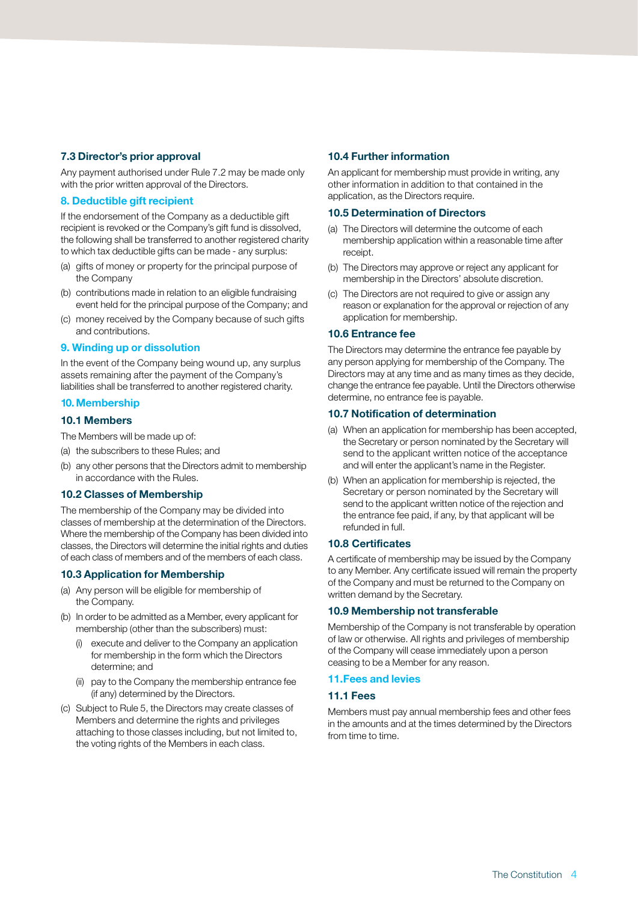### 7.3 Director's prior approval

Any payment authorised under Rule 7.2 may be made only with the prior written approval of the Directors.

## 8. Deductible gift recipient

If the endorsement of the Company as a deductible gift recipient is revoked or the Company's gift fund is dissolved, the following shall be transferred to another registered charity to which tax deductible gifts can be made - any surplus:

(a) gifts of money or property for the principal purpose of the Company

(b) contributions made in relation to an eligible fundraising event held for the principal purpose of the Company; and

(c) money received by the Company because of such gifts and contributions.

## 9. Winding up or dissolution

In the event of the Company being wound up, any surplus assets remaining after the payment of the Company's liabilities shall be transferred to another registered charity.

## 10. Membership

### 10.1 Members

The Members will be made up of:

(a) the subscribers to these Rules; and

(b) any other persons that the Directors admit to membership in accordance with the Rules.

### 10.2 Classes of Membership

The membership of the Company may be divided into classes of membership at the determination of the Directors. Where the membership of the Company has been divided into classes, the Directors will determine the initial rights and duties of each class of members and of the members of each class.

### 10.3 Application for Membership

(a) Any person will be eligible for membership of the Company.

(b) In order to be admitted as a Member, every applicant for membership (other than the subscribers) must:

  (i) execute and deliver to the Company an application for membership in the form which the Directors determine; and

  (ii) pay to the Company the membership entrance fee (if any) determined by the Directors.

(c) Subject to Rule 5, the Directors may create classes of Members and determine the rights and privileges attaching to those classes including, but not limited to, the voting rights of the Members in each class.

### 10.4 Further information

An applicant for membership must provide in writing, any other information in addition to that contained in the application, as the Directors require.

### 10.5 Determination of Directors

(a) The Directors will determine the outcome of each membership application within a reasonable time after receipt.

(b) The Directors may approve or reject any applicant for membership in the Directors' absolute discretion.

(c) The Directors are not required to give or assign any reason or explanation for the approval or rejection of any application for membership.

### 10.6 Entrance fee

The Directors may determine the entrance fee payable by any person applying for membership of the Company. The Directors may at any time and as many times as they decide, change the entrance fee payable. Until the Directors otherwise determine, no entrance fee is payable.

### 10.7 Notification of determination

(a) When an application for membership has been accepted, the Secretary or person nominated by the Secretary will send to the applicant written notice of the acceptance and will enter the applicant's name in the Register.

(b) When an application for membership is rejected, the Secretary or person nominated by the Secretary will send to the applicant written notice of the rejection and the entrance fee paid, if any, by that applicant will be refunded in full.

### 10.8 Certificates

A certificate of membership may be issued by the Company to any Member. Any certificate issued will remain the property of the Company and must be returned to the Company on written demand by the Secretary.

### 10.9 Membership not transferable

Membership of the Company is not transferable by operation of law or otherwise. All rights and privileges of membership of the Company will cease immediately upon a person ceasing to be a Member for any reason.

## 11. Fees and levies

### 11.1 Fees

Members must pay annual membership fees and other fees in the amounts and at the times determined by the Directors from time to time.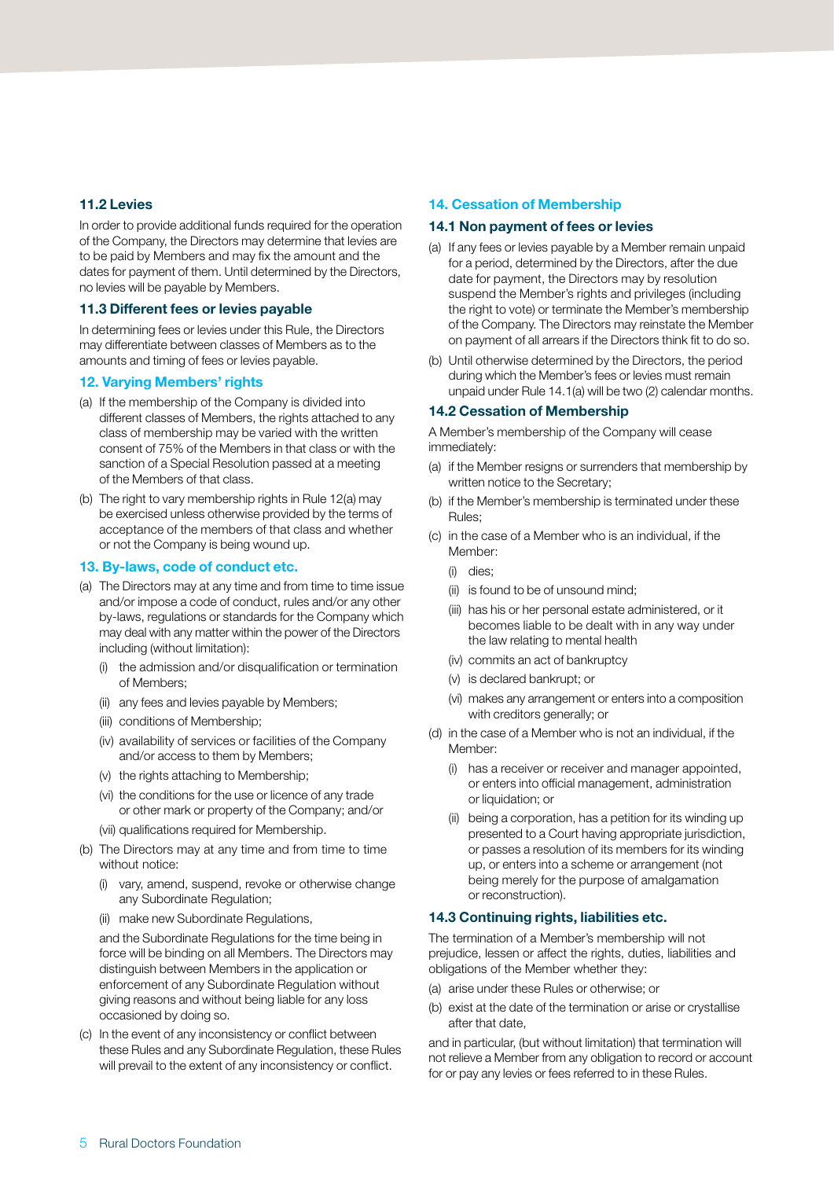### 11.2 Levies

In order to provide additional funds required for the operation of the Company, the Directors may determine that levies are to be paid by Members and may fix the amount and the dates for payment of them. Until determined by the Directors, no levies will be payable by Members.

### 11.3 Different fees or levies payable

In determining fees or levies under this Rule, the Directors may differentiate between classes of Members as to the amounts and timing of fees or levies payable.

## 12. Varying Members' rights

(a) If the membership of the Company is divided into different classes of Members, the rights attached to any class of membership may be varied with the written consent of 75% of the Members in that class or with the sanction of a Special Resolution passed at a meeting of the Members of that class.

(b) The right to vary membership rights in Rule 12(a) may be exercised unless otherwise provided by the terms of acceptance of the members of that class and whether or not the Company is being wound up.

## 13. By-laws, code of conduct etc.

(a) The Directors may at any time and from time to time issue and/or impose a code of conduct, rules and/or any other by-laws, regulations or standards for the Company which may deal with any matter within the power of the Directors including (without limitation):
   - (i) the admission and/or disqualification or termination of Members;
   - (ii) any fees and levies payable by Members;
   - (iii) conditions of Membership;
   - (iv) availability of services or facilities of the Company and/or access to them by Members;
   - (v) the rights attaching to Membership;
   - (vi) the conditions for the use or licence of any trade or other mark or property of the Company; and/or
   - (vii) qualifications required for Membership.

(b) The Directors may at any time and from time to time without notice:
   - (i) vary, amend, suspend, revoke or otherwise change any Subordinate Regulation;
   - (ii) make new Subordinate Regulations,

   and the Subordinate Regulations for the time being in force will be binding on all Members. The Directors may distinguish between Members in the application or enforcement of any Subordinate Regulation without giving reasons and without being liable for any loss occasioned by doing so.

(c) In the event of any inconsistency or conflict between these Rules and any Subordinate Regulation, these Rules will prevail to the extent of any inconsistency or conflict.

## 14. Cessation of Membership

### 14.1 Non payment of fees or levies

(a) If any fees or levies payable by a Member remain unpaid for a period, determined by the Directors, after the due date for payment, the Directors may by resolution suspend the Member's rights and privileges (including the right to vote) or terminate the Member's membership of the Company. The Directors may reinstate the Member on payment of all arrears if the Directors think fit to do so.

(b) Until otherwise determined by the Directors, the period during which the Member's fees or levies must remain unpaid under Rule 14.1(a) will be two (2) calendar months.

### 14.2 Cessation of Membership

A Member's membership of the Company will cease immediately:

(a) if the Member resigns or surrenders that membership by written notice to the Secretary;

(b) if the Member's membership is terminated under these Rules;

(c) in the case of a Member who is an individual, if the Member:
   - (i) dies;
   - (ii) is found to be of unsound mind;
   - (iii) has his or her personal estate administered, or it becomes liable to be dealt with in any way under the law relating to mental health
   - (iv) commits an act of bankruptcy
   - (v) is declared bankrupt; or
   - (vi) makes any arrangement or enters into a composition with creditors generally; or

(d) in the case of a Member who is not an individual, if the Member:
   - (i) has a receiver or receiver and manager appointed, or enters into official management, administration or liquidation; or
   - (ii) being a corporation, has a petition for its winding up presented to a Court having appropriate jurisdiction, or passes a resolution of its members for its winding up, or enters into a scheme or arrangement (not being merely for the purpose of amalgamation or reconstruction).

### 14.3 Continuing rights, liabilities etc.

The termination of a Member's membership will not prejudice, lessen or affect the rights, duties, liabilities and obligations of the Member whether they:

(a) arise under these Rules or otherwise; or

(b) exist at the date of the termination or arise or crystallise after that date,

and in particular, (but without limitation) that termination will not relieve a Member from any obligation to record or account for or pay any levies or fees referred to in these Rules.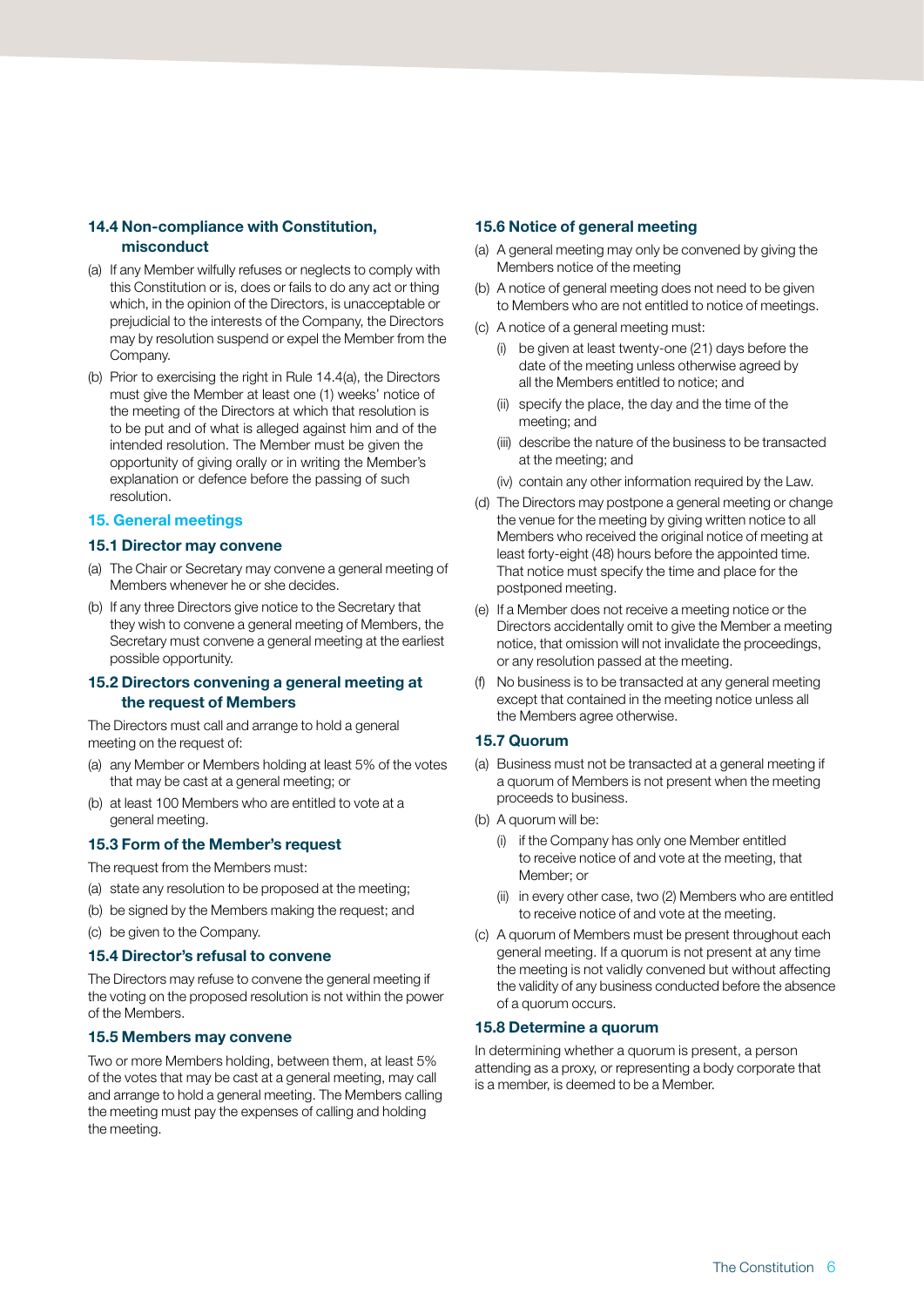### 14.4 Non-compliance with Constitution, misconduct

(a) If any Member wilfully refuses or neglects to comply with this Constitution or is, does or fails to do any act or thing which, in the opinion of the Directors, is unacceptable or prejudicial to the interests of the Company, the Directors may by resolution suspend or expel the Member from the Company.

(b) Prior to exercising the right in Rule 14.4(a), the Directors must give the Member at least one (1) weeks' notice of the meeting of the Directors at which that resolution is to be put and of what is alleged against him and of the intended resolution. The Member must be given the opportunity of giving orally or in writing the Member's explanation or defence before the passing of such resolution.

## 15. General meetings

### 15.1 Director may convene

(a) The Chair or Secretary may convene a general meeting of Members whenever he or she decides.

(b) If any three Directors give notice to the Secretary that they wish to convene a general meeting of Members, the Secretary must convene a general meeting at the earliest possible opportunity.

### 15.2 Directors convening a general meeting at the request of Members

The Directors must call and arrange to hold a general meeting on the request of:

(a) any Member or Members holding at least 5% of the votes that may be cast at a general meeting; or

(b) at least 100 Members who are entitled to vote at a general meeting.

### 15.3 Form of the Member's request

The request from the Members must:

(a) state any resolution to be proposed at the meeting;

(b) be signed by the Members making the request; and

(c) be given to the Company.

### 15.4 Director's refusal to convene

The Directors may refuse to convene the general meeting if the voting on the proposed resolution is not within the power of the Members.

### 15.5 Members may convene

Two or more Members holding, between them, at least 5% of the votes that may be cast at a general meeting, may call and arrange to hold a general meeting. The Members calling the meeting must pay the expenses of calling and holding the meeting.

### 15.6 Notice of general meeting

(a) A general meeting may only be convened by giving the Members notice of the meeting

(b) A notice of general meeting does not need to be given to Members who are not entitled to notice of meetings.

(c) A notice of a general meeting must:

  (i) be given at least twenty-one (21) days before the date of the meeting unless otherwise agreed by all the Members entitled to notice; and

  (ii) specify the place, the day and the time of the meeting; and

  (iii) describe the nature of the business to be transacted at the meeting; and

  (iv) contain any other information required by the Law.

(d) The Directors may postpone a general meeting or change the venue for the meeting by giving written notice to all Members who received the original notice of meeting at least forty-eight (48) hours before the appointed time. That notice must specify the time and place for the postponed meeting.

(e) If a Member does not receive a meeting notice or the Directors accidentally omit to give the Member a meeting notice, that omission will not invalidate the proceedings, or any resolution passed at the meeting.

(f) No business is to be transacted at any general meeting except that contained in the meeting notice unless all the Members agree otherwise.

### 15.7 Quorum

(a) Business must not be transacted at a general meeting if a quorum of Members is not present when the meeting proceeds to business.

(b) A quorum will be:

  (i) if the Company has only one Member entitled to receive notice of and vote at the meeting, that Member; or

  (ii) in every other case, two (2) Members who are entitled to receive notice of and vote at the meeting.

(c) A quorum of Members must be present throughout each general meeting. If a quorum is not present at any time the meeting is not validly convened but without affecting the validity of any business conducted before the absence of a quorum occurs.

### 15.8 Determine a quorum

In determining whether a quorum is present, a person attending as a proxy, or representing a body corporate that is a member, is deemed to be a Member.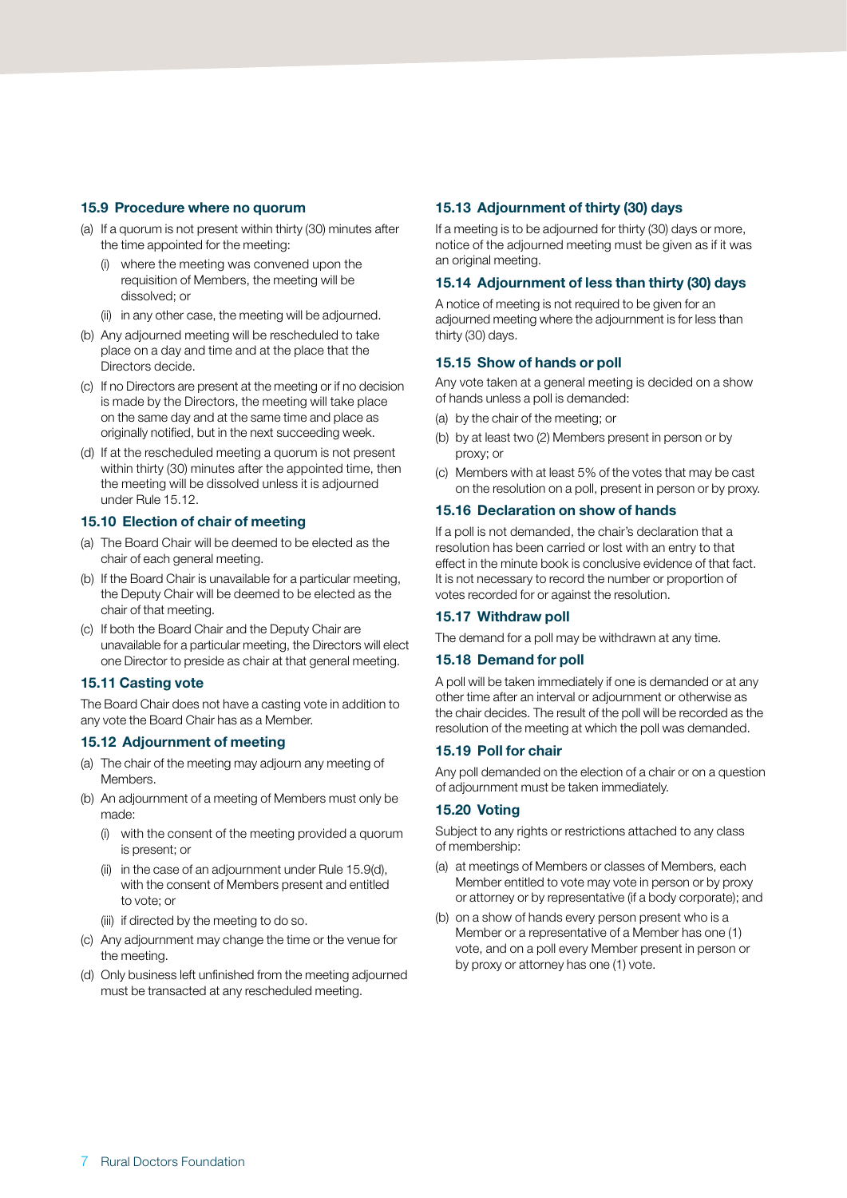### 15.9 Procedure where no quorum

(a) If a quorum is not present within thirty (30) minutes after the time appointed for the meeting:

  (i) where the meeting was convened upon the requisition of Members, the meeting will be dissolved; or

  (ii) in any other case, the meeting will be adjourned.

(b) Any adjourned meeting will be rescheduled to take place on a day and time and at the place that the Directors decide.

(c) If no Directors are present at the meeting or if no decision is made by the Directors, the meeting will take place on the same day and at the same time and place as originally notified, but in the next succeeding week.

(d) If at the rescheduled meeting a quorum is not present within thirty (30) minutes after the appointed time, then the meeting will be dissolved unless it is adjourned under Rule 15.12.

### 15.10 Election of chair of meeting

(a) The Board Chair will be deemed to be elected as the chair of each general meeting.

(b) If the Board Chair is unavailable for a particular meeting, the Deputy Chair will be deemed to be elected as the chair of that meeting.

(c) If both the Board Chair and the Deputy Chair are unavailable for a particular meeting, the Directors will elect one Director to preside as chair at that general meeting.

### 15.11 Casting vote

The Board Chair does not have a casting vote in addition to any vote the Board Chair has as a Member.

### 15.12 Adjournment of meeting

(a) The chair of the meeting may adjourn any meeting of Members.

(b) An adjournment of a meeting of Members must only be made:

  (i) with the consent of the meeting provided a quorum is present; or

  (ii) in the case of an adjournment under Rule 15.9(d), with the consent of Members present and entitled to vote; or

  (iii) if directed by the meeting to do so.

(c) Any adjournment may change the time or the venue for the meeting.

(d) Only business left unfinished from the meeting adjourned must be transacted at any rescheduled meeting.

### 15.13 Adjournment of thirty (30) days

If a meeting is to be adjourned for thirty (30) days or more, notice of the adjourned meeting must be given as if it was an original meeting.

### 15.14 Adjournment of less than thirty (30) days

A notice of meeting is not required to be given for an adjourned meeting where the adjournment is for less than thirty (30) days.

### 15.15 Show of hands or poll

Any vote taken at a general meeting is decided on a show of hands unless a poll is demanded:

(a) by the chair of the meeting; or

(b) by at least two (2) Members present in person or by proxy; or

(c) Members with at least 5% of the votes that may be cast on the resolution on a poll, present in person or by proxy.

### 15.16 Declaration on show of hands

If a poll is not demanded, the chair's declaration that a resolution has been carried or lost with an entry to that effect in the minute book is conclusive evidence of that fact. It is not necessary to record the number or proportion of votes recorded for or against the resolution.

### 15.17 Withdraw poll

The demand for a poll may be withdrawn at any time.

### 15.18 Demand for poll

A poll will be taken immediately if one is demanded or at any other time after an interval or adjournment or otherwise as the chair decides. The result of the poll will be recorded as the resolution of the meeting at which the poll was demanded.

### 15.19 Poll for chair

Any poll demanded on the election of a chair or on a question of adjournment must be taken immediately.

### 15.20 Voting

Subject to any rights or restrictions attached to any class of membership:

(a) at meetings of Members or classes of Members, each Member entitled to vote may vote in person or by proxy or attorney or by representative (if a body corporate); and

(b) on a show of hands every person present who is a Member or a representative of a Member has one (1) vote, and on a poll every Member present in person or by proxy or attorney has one (1) vote.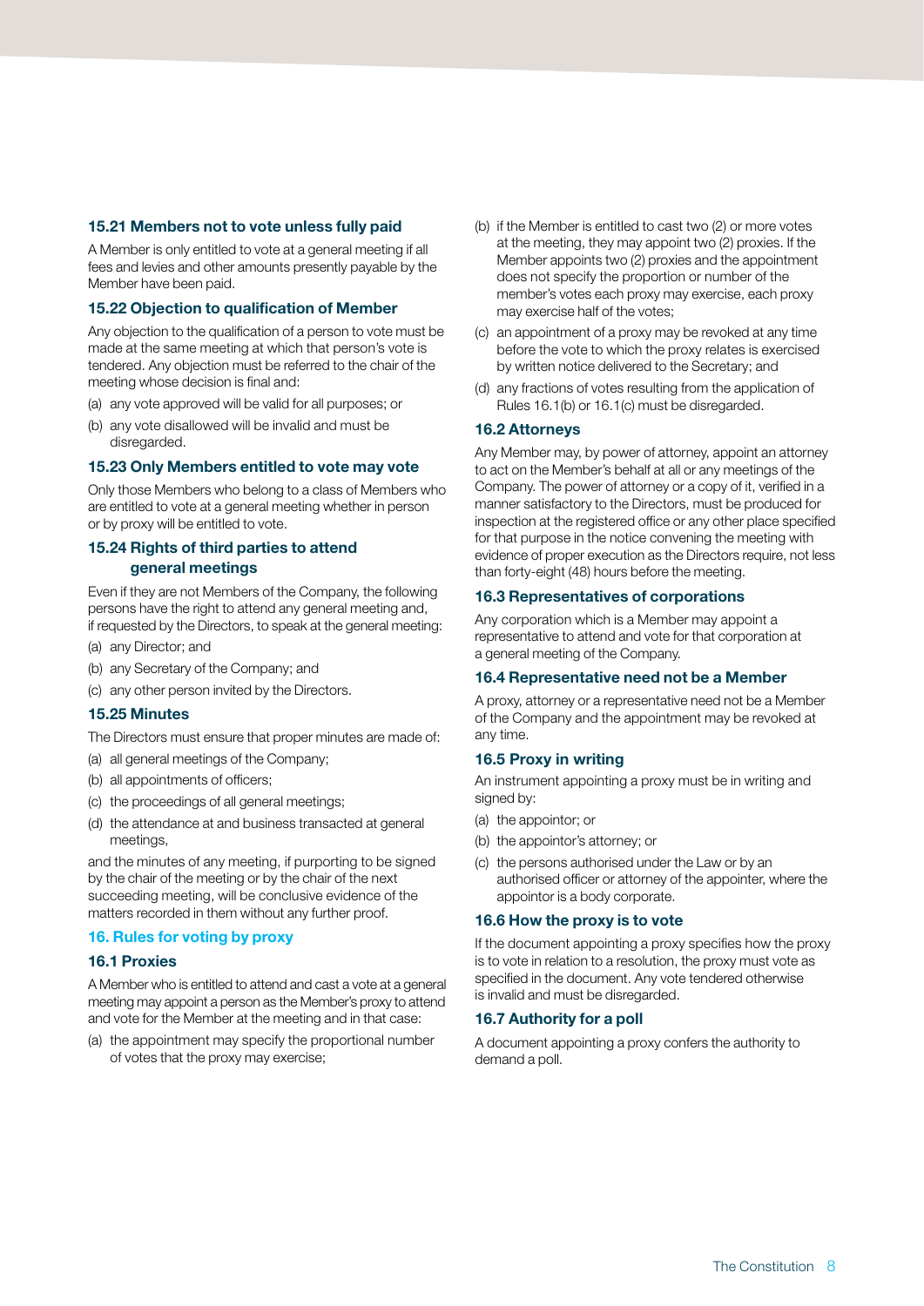### 15.21 Members not to vote unless fully paid

A Member is only entitled to vote at a general meeting if all fees and levies and other amounts presently payable by the Member have been paid.

### 15.22 Objection to qualification of Member

Any objection to the qualification of a person to vote must be made at the same meeting at which that person's vote is tendered. Any objection must be referred to the chair of the meeting whose decision is final and:

(a) any vote approved will be valid for all purposes; or

(b) any vote disallowed will be invalid and must be disregarded.

### 15.23 Only Members entitled to vote may vote

Only those Members who belong to a class of Members who are entitled to vote at a general meeting whether in person or by proxy will be entitled to vote.

### 15.24 Rights of third parties to attend general meetings

Even if they are not Members of the Company, the following persons have the right to attend any general meeting and, if requested by the Directors, to speak at the general meeting:

(a) any Director; and

(b) any Secretary of the Company; and

(c) any other person invited by the Directors.

### 15.25 Minutes

The Directors must ensure that proper minutes are made of:

(a) all general meetings of the Company;

(b) all appointments of officers;

(c) the proceedings of all general meetings;

(d) the attendance at and business transacted at general meetings,

and the minutes of any meeting, if purporting to be signed by the chair of the meeting or by the chair of the next succeeding meeting, will be conclusive evidence of the matters recorded in them without any further proof.

## 16. Rules for voting by proxy

### 16.1 Proxies

A Member who is entitled to attend and cast a vote at a general meeting may appoint a person as the Member's proxy to attend and vote for the Member at the meeting and in that case:

(a) the appointment may specify the proportional number of votes that the proxy may exercise;

(b) if the Member is entitled to cast two (2) or more votes at the meeting, they may appoint two (2) proxies. If the Member appoints two (2) proxies and the appointment does not specify the proportion or number of the member's votes each proxy may exercise, each proxy may exercise half of the votes;

(c) an appointment of a proxy may be revoked at any time before the vote to which the proxy relates is exercised by written notice delivered to the Secretary; and

(d) any fractions of votes resulting from the application of Rules 16.1(b) or 16.1(c) must be disregarded.

### 16.2 Attorneys

Any Member may, by power of attorney, appoint an attorney to act on the Member's behalf at all or any meetings of the Company. The power of attorney or a copy of it, verified in a manner satisfactory to the Directors, must be produced for inspection at the registered office or any other place specified for that purpose in the notice convening the meeting with evidence of proper execution as the Directors require, not less than forty-eight (48) hours before the meeting.

### 16.3 Representatives of corporations

Any corporation which is a Member may appoint a representative to attend and vote for that corporation at a general meeting of the Company.

### 16.4 Representative need not be a Member

A proxy, attorney or a representative need not be a Member of the Company and the appointment may be revoked at any time.

### 16.5 Proxy in writing

An instrument appointing a proxy must be in writing and signed by:

(a) the appointor; or

(b) the appointor's attorney; or

(c) the persons authorised under the Law or by an authorised officer or attorney of the appointer, where the appointor is a body corporate.

### 16.6 How the proxy is to vote

If the document appointing a proxy specifies how the proxy is to vote in relation to a resolution, the proxy must vote as specified in the document. Any vote tendered otherwise is invalid and must be disregarded.

### 16.7 Authority for a poll

A document appointing a proxy confers the authority to demand a poll.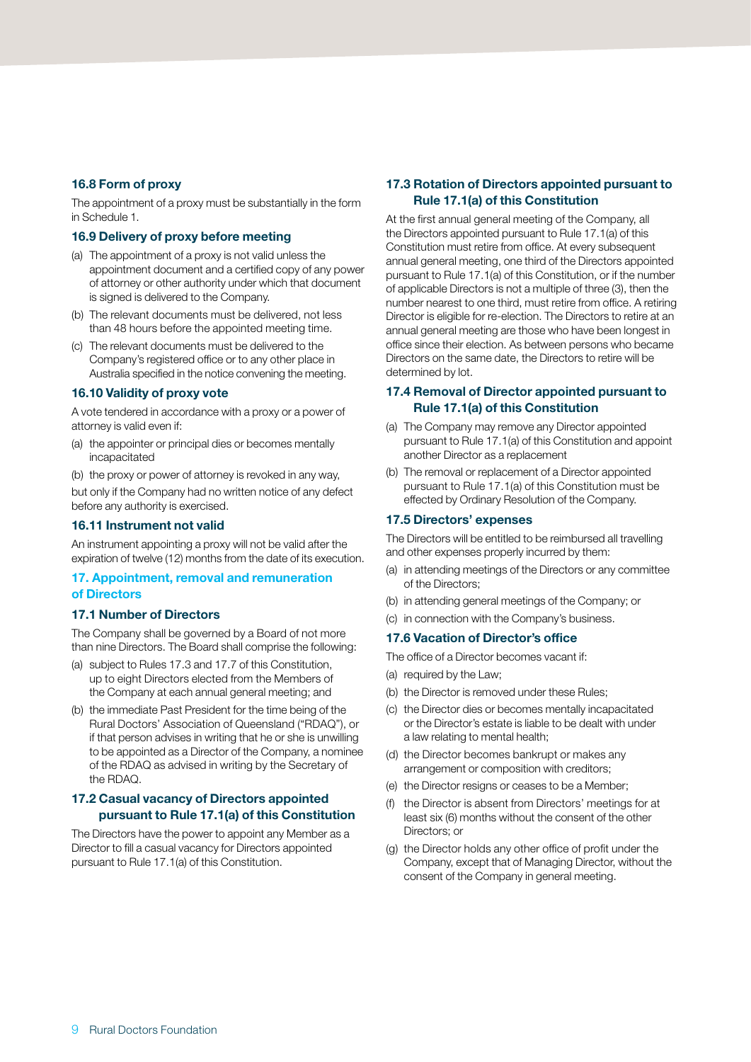### 16.8 Form of proxy

The appointment of a proxy must be substantially in the form in Schedule 1.

### 16.9 Delivery of proxy before meeting

(a) The appointment of a proxy is not valid unless the appointment document and a certified copy of any power of attorney or other authority under which that document is signed is delivered to the Company.

(b) The relevant documents must be delivered, not less than 48 hours before the appointed meeting time.

(c) The relevant documents must be delivered to the Company's registered office or to any other place in Australia specified in the notice convening the meeting.

### 16.10 Validity of proxy vote

A vote tendered in accordance with a proxy or a power of attorney is valid even if:

(a) the appointer or principal dies or becomes mentally incapacitated

(b) the proxy or power of attorney is revoked in any way,

but only if the Company had no written notice of any defect before any authority is exercised.

### 16.11 Instrument not valid

An instrument appointing a proxy will not be valid after the expiration of twelve (12) months from the date of its execution.

## 17. Appointment, removal and remuneration of Directors

### 17.1 Number of Directors

The Company shall be governed by a Board of not more than nine Directors. The Board shall comprise the following:

(a) subject to Rules 17.3 and 17.7 of this Constitution, up to eight Directors elected from the Members of the Company at each annual general meeting; and

(b) the immediate Past President for the time being of the Rural Doctors' Association of Queensland ("RDAQ"), or if that person advises in writing that he or she is unwilling to be appointed as a Director of the Company, a nominee of the RDAQ as advised in writing by the Secretary of the RDAQ.

### 17.2 Casual vacancy of Directors appointed pursuant to Rule 17.1(a) of this Constitution

The Directors have the power to appoint any Member as a Director to fill a casual vacancy for Directors appointed pursuant to Rule 17.1(a) of this Constitution.

### 17.3 Rotation of Directors appointed pursuant to Rule 17.1(a) of this Constitution

At the first annual general meeting of the Company, all the Directors appointed pursuant to Rule 17.1(a) of this Constitution must retire from office. At every subsequent annual general meeting, one third of the Directors appointed pursuant to Rule 17.1(a) of this Constitution, or if the number of applicable Directors is not a multiple of three (3), then the number nearest to one third, must retire from office. A retiring Director is eligible for re-election. The Directors to retire at an annual general meeting are those who have been longest in office since their election. As between persons who became Directors on the same date, the Directors to retire will be determined by lot.

### 17.4 Removal of Director appointed pursuant to Rule 17.1(a) of this Constitution

(a) The Company may remove any Director appointed pursuant to Rule 17.1(a) of this Constitution and appoint another Director as a replacement

(b) The removal or replacement of a Director appointed pursuant to Rule 17.1(a) of this Constitution must be effected by Ordinary Resolution of the Company.

### 17.5 Directors' expenses

The Directors will be entitled to be reimbursed all travelling and other expenses properly incurred by them:

(a) in attending meetings of the Directors or any committee of the Directors;

(b) in attending general meetings of the Company; or

(c) in connection with the Company's business.

### 17.6 Vacation of Director's office

The office of a Director becomes vacant if:

(a) required by the Law;

(b) the Director is removed under these Rules;

(c) the Director dies or becomes mentally incapacitated or the Director's estate is liable to be dealt with under a law relating to mental health;

(d) the Director becomes bankrupt or makes any arrangement or composition with creditors;

(e) the Director resigns or ceases to be a Member;

(f) the Director is absent from Directors' meetings for at least six (6) months without the consent of the other Directors; or

(g) the Director holds any other office of profit under the Company, except that of Managing Director, without the consent of the Company in general meeting.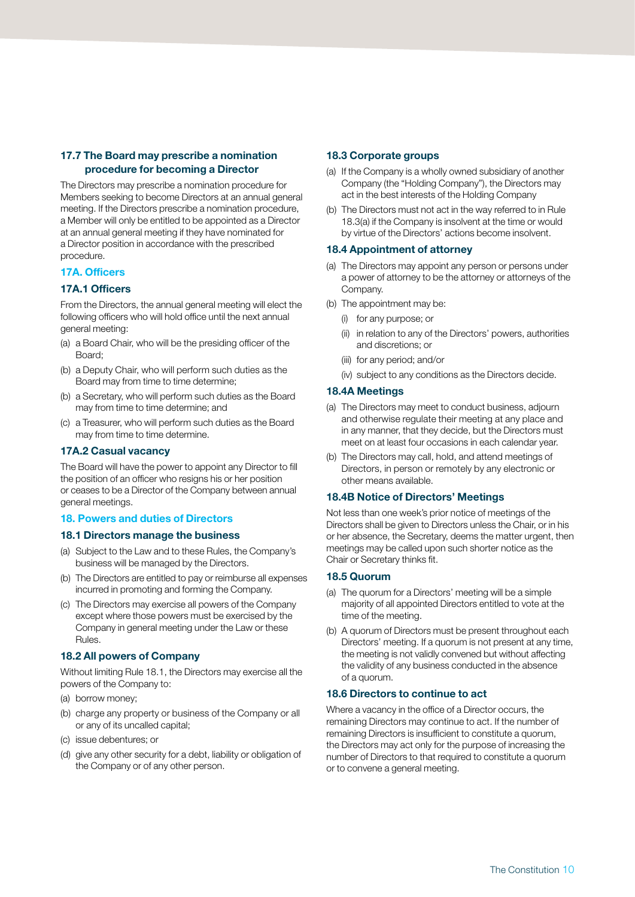### 17.7 The Board may prescribe a nomination procedure for becoming a Director

The Directors may prescribe a nomination procedure for Members seeking to become Directors at an annual general meeting. If the Directors prescribe a nomination procedure, a Member will only be entitled to be appointed as a Director at an annual general meeting if they have nominated for a Director position in accordance with the prescribed procedure.

## 17A. Officers

### 17A.1 Officers

From the Directors, the annual general meeting will elect the following officers who will hold office until the next annual general meeting:

(a) a Board Chair, who will be the presiding officer of the Board;

(b) a Deputy Chair, who will perform such duties as the Board may from time to time determine;

(b) a Secretary, who will perform such duties as the Board may from time to time determine; and

(c) a Treasurer, who will perform such duties as the Board may from time to time determine.

### 17A.2 Casual vacancy

The Board will have the power to appoint any Director to fill the position of an officer who resigns his or her position or ceases to be a Director of the Company between annual general meetings.

## 18. Powers and duties of Directors

### 18.1 Directors manage the business

(a) Subject to the Law and to these Rules, the Company's business will be managed by the Directors.

(b) The Directors are entitled to pay or reimburse all expenses incurred in promoting and forming the Company.

(c) The Directors may exercise all powers of the Company except where those powers must be exercised by the Company in general meeting under the Law or these Rules.

### 18.2 All powers of Company

Without limiting Rule 18.1, the Directors may exercise all the powers of the Company to:

(a) borrow money;

(b) charge any property or business of the Company or all or any of its uncalled capital;

(c) issue debentures; or

(d) give any other security for a debt, liability or obligation of the Company or of any other person.

### 18.3 Corporate groups

(a) If the Company is a wholly owned subsidiary of another Company (the "Holding Company"), the Directors may act in the best interests of the Holding Company

(b) The Directors must not act in the way referred to in Rule 18.3(a) if the Company is insolvent at the time or would by virtue of the Directors' actions become insolvent.

### 18.4 Appointment of attorney

(a) The Directors may appoint any person or persons under a power of attorney to be the attorney or attorneys of the Company.

(b) The appointment may be:

   (i) for any purpose; or

   (ii) in relation to any of the Directors' powers, authorities and discretions; or

   (iii) for any period; and/or

   (iv) subject to any conditions as the Directors decide.

### 18.4A Meetings

(a) The Directors may meet to conduct business, adjourn and otherwise regulate their meeting at any place and in any manner, that they decide, but the Directors must meet on at least four occasions in each calendar year.

(b) The Directors may call, hold, and attend meetings of Directors, in person or remotely by any electronic or other means available.

### 18.4B Notice of Directors' Meetings

Not less than one week's prior notice of meetings of the Directors shall be given to Directors unless the Chair, or in his or her absence, the Secretary, deems the matter urgent, then meetings may be called upon such shorter notice as the Chair or Secretary thinks fit.

### 18.5 Quorum

(a) The quorum for a Directors' meeting will be a simple majority of all appointed Directors entitled to vote at the time of the meeting.

(b) A quorum of Directors must be present throughout each Directors' meeting. If a quorum is not present at any time, the meeting is not validly convened but without affecting the validity of any business conducted in the absence of a quorum.

### 18.6 Directors to continue to act

Where a vacancy in the office of a Director occurs, the remaining Directors may continue to act. If the number of remaining Directors is insufficient to constitute a quorum, the Directors may act only for the purpose of increasing the number of Directors to that required to constitute a quorum or to convene a general meeting.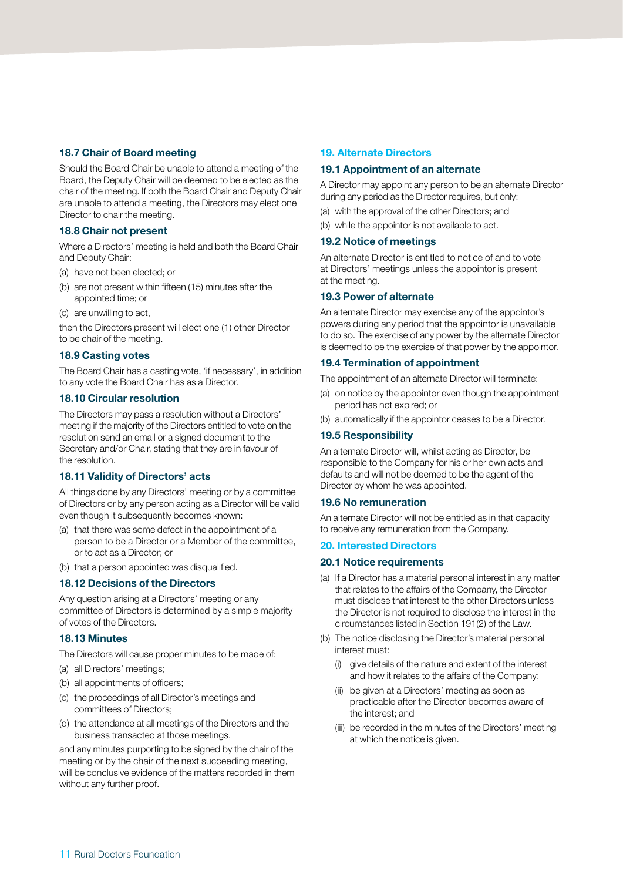### 18.7 Chair of Board meeting

Should the Board Chair be unable to attend a meeting of the Board, the Deputy Chair will be deemed to be elected as the chair of the meeting. If both the Board Chair and Deputy Chair are unable to attend a meeting, the Directors may elect one Director to chair the meeting.

### 18.8 Chair not present

Where a Directors' meeting is held and both the Board Chair and Deputy Chair:

(a) have not been elected; or

(b) are not present within fifteen (15) minutes after the appointed time; or

(c) are unwilling to act,

then the Directors present will elect one (1) other Director to be chair of the meeting.

### 18.9 Casting votes

The Board Chair has a casting vote, 'if necessary', in addition to any vote the Board Chair has as a Director.

### 18.10 Circular resolution

The Directors may pass a resolution without a Directors' meeting if the majority of the Directors entitled to vote on the resolution send an email or a signed document to the Secretary and/or Chair, stating that they are in favour of the resolution.

### 18.11 Validity of Directors' acts

All things done by any Directors' meeting or by a committee of Directors or by any person acting as a Director will be valid even though it subsequently becomes known:

(a) that there was some defect in the appointment of a person to be a Director or a Member of the committee, or to act as a Director; or

(b) that a person appointed was disqualified.

### 18.12 Decisions of the Directors

Any question arising at a Directors' meeting or any committee of Directors is determined by a simple majority of votes of the Directors.

### 18.13 Minutes

The Directors will cause proper minutes to be made of:

(a) all Directors' meetings;

(b) all appointments of officers;

(c) the proceedings of all Director's meetings and committees of Directors;

(d) the attendance at all meetings of the Directors and the business transacted at those meetings,

and any minutes purporting to be signed by the chair of the meeting or by the chair of the next succeeding meeting, will be conclusive evidence of the matters recorded in them without any further proof.

## 19. Alternate Directors

### 19.1 Appointment of an alternate

A Director may appoint any person to be an alternate Director during any period as the Director requires, but only:

(a) with the approval of the other Directors; and

(b) while the appointor is not available to act.

### 19.2 Notice of meetings

An alternate Director is entitled to notice of and to vote at Directors' meetings unless the appointor is present at the meeting.

### 19.3 Power of alternate

An alternate Director may exercise any of the appointor's powers during any period that the appointor is unavailable to do so. The exercise of any power by the alternate Director is deemed to be the exercise of that power by the appointor.

### 19.4 Termination of appointment

The appointment of an alternate Director will terminate:

(a) on notice by the appointor even though the appointment period has not expired; or

(b) automatically if the appointor ceases to be a Director.

### 19.5 Responsibility

An alternate Director will, whilst acting as Director, be responsible to the Company for his or her own acts and defaults and will not be deemed to be the agent of the Director by whom he was appointed.

### 19.6 No remuneration

An alternate Director will not be entitled as in that capacity to receive any remuneration from the Company.

## 20. Interested Directors

### 20.1 Notice requirements

(a) If a Director has a material personal interest in any matter that relates to the affairs of the Company, the Director must disclose that interest to the other Directors unless the Director is not required to disclose the interest in the circumstances listed in Section 191(2) of the Law.

(b) The notice disclosing the Director's material personal interest must:

  (i) give details of the nature and extent of the interest and how it relates to the affairs of the Company;

  (ii) be given at a Directors' meeting as soon as practicable after the Director becomes aware of the interest; and

  (iii) be recorded in the minutes of the Directors' meeting at which the notice is given.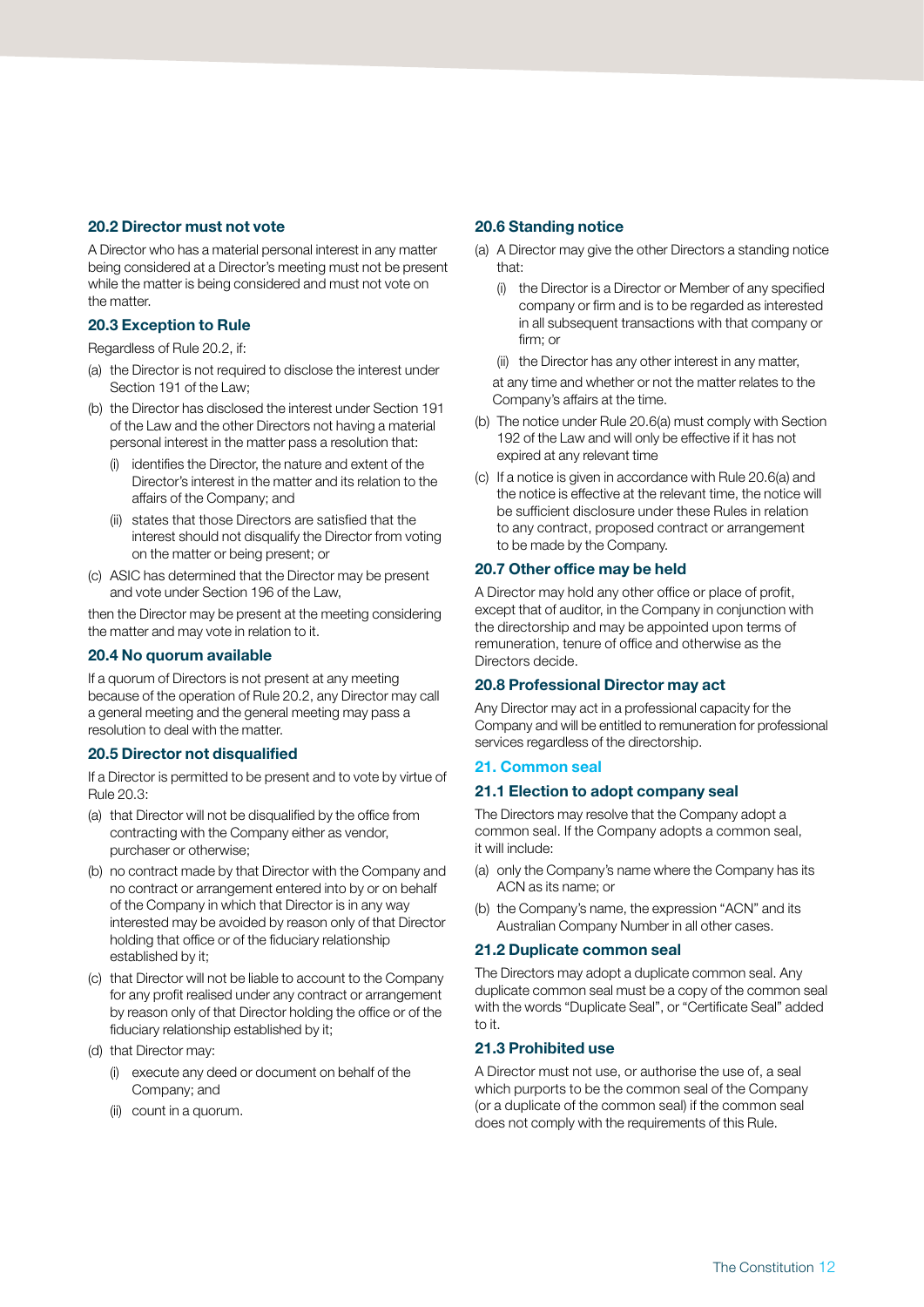### 20.2 Director must not vote

A Director who has a material personal interest in any matter being considered at a Director's meeting must not be present while the matter is being considered and must not vote on the matter.

### 20.3 Exception to Rule

Regardless of Rule 20.2, if:

(a) the Director is not required to disclose the interest under Section 191 of the Law;

(b) the Director has disclosed the interest under Section 191 of the Law and the other Directors not having a material personal interest in the matter pass a resolution that:

  (i) identifies the Director, the nature and extent of the Director's interest in the matter and its relation to the affairs of the Company; and

  (ii) states that those Directors are satisfied that the interest should not disqualify the Director from voting on the matter or being present; or

(c) ASIC has determined that the Director may be present and vote under Section 196 of the Law,

then the Director may be present at the meeting considering the matter and may vote in relation to it.

### 20.4 No quorum available

If a quorum of Directors is not present at any meeting because of the operation of Rule 20.2, any Director may call a general meeting and the general meeting may pass a resolution to deal with the matter.

### 20.5 Director not disqualified

If a Director is permitted to be present and to vote by virtue of Rule 20.3:

(a) that Director will not be disqualified by the office from contracting with the Company either as vendor, purchaser or otherwise;

(b) no contract made by that Director with the Company and no contract or arrangement entered into by or on behalf of the Company in which that Director is in any way interested may be avoided by reason only of that Director holding that office or of the fiduciary relationship established by it;

(c) that Director will not be liable to account to the Company for any profit realised under any contract or arrangement by reason only of that Director holding the office or of the fiduciary relationship established by it;

(d) that Director may:

  (i) execute any deed or document on behalf of the Company; and

  (ii) count in a quorum.

### 20.6 Standing notice

(a) A Director may give the other Directors a standing notice that:

  (i) the Director is a Director or Member of any specified company or firm and is to be regarded as interested in all subsequent transactions with that company or firm; or

  (ii) the Director has any other interest in any matter,

  at any time and whether or not the matter relates to the Company's affairs at the time.

(b) The notice under Rule 20.6(a) must comply with Section 192 of the Law and will only be effective if it has not expired at any relevant time

(c) If a notice is given in accordance with Rule 20.6(a) and the notice is effective at the relevant time, the notice will be sufficient disclosure under these Rules in relation to any contract, proposed contract or arrangement to be made by the Company.

### 20.7 Other office may be held

A Director may hold any other office or place of profit, except that of auditor, in the Company in conjunction with the directorship and may be appointed upon terms of remuneration, tenure of office and otherwise as the Directors decide.

### 20.8 Professional Director may act

Any Director may act in a professional capacity for the Company and will be entitled to remuneration for professional services regardless of the directorship.

## 21. Common seal

### 21.1 Election to adopt company seal

The Directors may resolve that the Company adopt a common seal. If the Company adopts a common seal, it will include:

(a) only the Company's name where the Company has its ACN as its name; or

(b) the Company's name, the expression "ACN" and its Australian Company Number in all other cases.

### 21.2 Duplicate common seal

The Directors may adopt a duplicate common seal. Any duplicate common seal must be a copy of the common seal with the words "Duplicate Seal", or "Certificate Seal" added to it.

### 21.3 Prohibited use

A Director must not use, or authorise the use of, a seal which purports to be the common seal of the Company (or a duplicate of the common seal) if the common seal does not comply with the requirements of this Rule.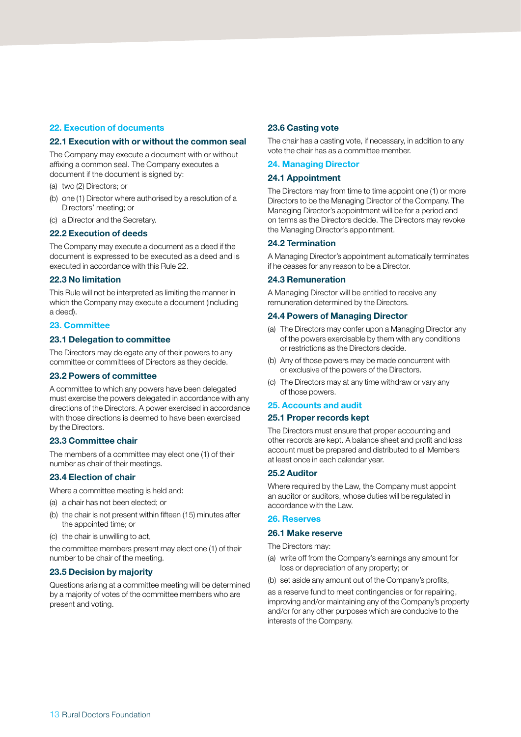## 22. Execution of documents

### 22.1 Execution with or without the common seal

The Company may execute a document with or without affixing a common seal. The Company executes a document if the document is signed by:

(a) two (2) Directors; or

(b) one (1) Director where authorised by a resolution of a Directors' meeting; or

(c) a Director and the Secretary.

### 22.2 Execution of deeds

The Company may execute a document as a deed if the document is expressed to be executed as a deed and is executed in accordance with this Rule 22.

### 22.3 No limitation

This Rule will not be interpreted as limiting the manner in which the Company may execute a document (including a deed).

## 23. Committee

### 23.1 Delegation to committee

The Directors may delegate any of their powers to any committee or committees of Directors as they decide.

### 23.2 Powers of committee

A committee to which any powers have been delegated must exercise the powers delegated in accordance with any directions of the Directors. A power exercised in accordance with those directions is deemed to have been exercised by the Directors.

### 23.3 Committee chair

The members of a committee may elect one (1) of their number as chair of their meetings.

### 23.4 Election of chair

Where a committee meeting is held and:

(a) a chair has not been elected; or

(b) the chair is not present within fifteen (15) minutes after the appointed time; or

(c) the chair is unwilling to act,

the committee members present may elect one (1) of their number to be chair of the meeting.

### 23.5 Decision by majority

Questions arising at a committee meeting will be determined by a majority of votes of the committee members who are present and voting.

### 23.6 Casting vote

The chair has a casting vote, if necessary, in addition to any vote the chair has as a committee member.

## 24. Managing Director

### 24.1 Appointment

The Directors may from time to time appoint one (1) or more Directors to be the Managing Director of the Company. The Managing Director's appointment will be for a period and on terms as the Directors decide. The Directors may revoke the Managing Director's appointment.

### 24.2 Termination

A Managing Director's appointment automatically terminates if he ceases for any reason to be a Director.

### 24.3 Remuneration

A Managing Director will be entitled to receive any remuneration determined by the Directors.

### 24.4 Powers of Managing Director

(a) The Directors may confer upon a Managing Director any of the powers exercisable by them with any conditions or restrictions as the Directors decide.

(b) Any of those powers may be made concurrent with or exclusive of the powers of the Directors.

(c) The Directors may at any time withdraw or vary any of those powers.

## 25. Accounts and audit

### 25.1 Proper records kept

The Directors must ensure that proper accounting and other records are kept. A balance sheet and profit and loss account must be prepared and distributed to all Members at least once in each calendar year.

### 25.2 Auditor

Where required by the Law, the Company must appoint an auditor or auditors, whose duties will be regulated in accordance with the Law.

## 26. Reserves

### 26.1 Make reserve

The Directors may:

(a) write off from the Company's earnings any amount for loss or depreciation of any property; or

(b) set aside any amount out of the Company's profits,

as a reserve fund to meet contingencies or for repairing, improving and/or maintaining any of the Company's property and/or for any other purposes which are conducive to the interests of the Company.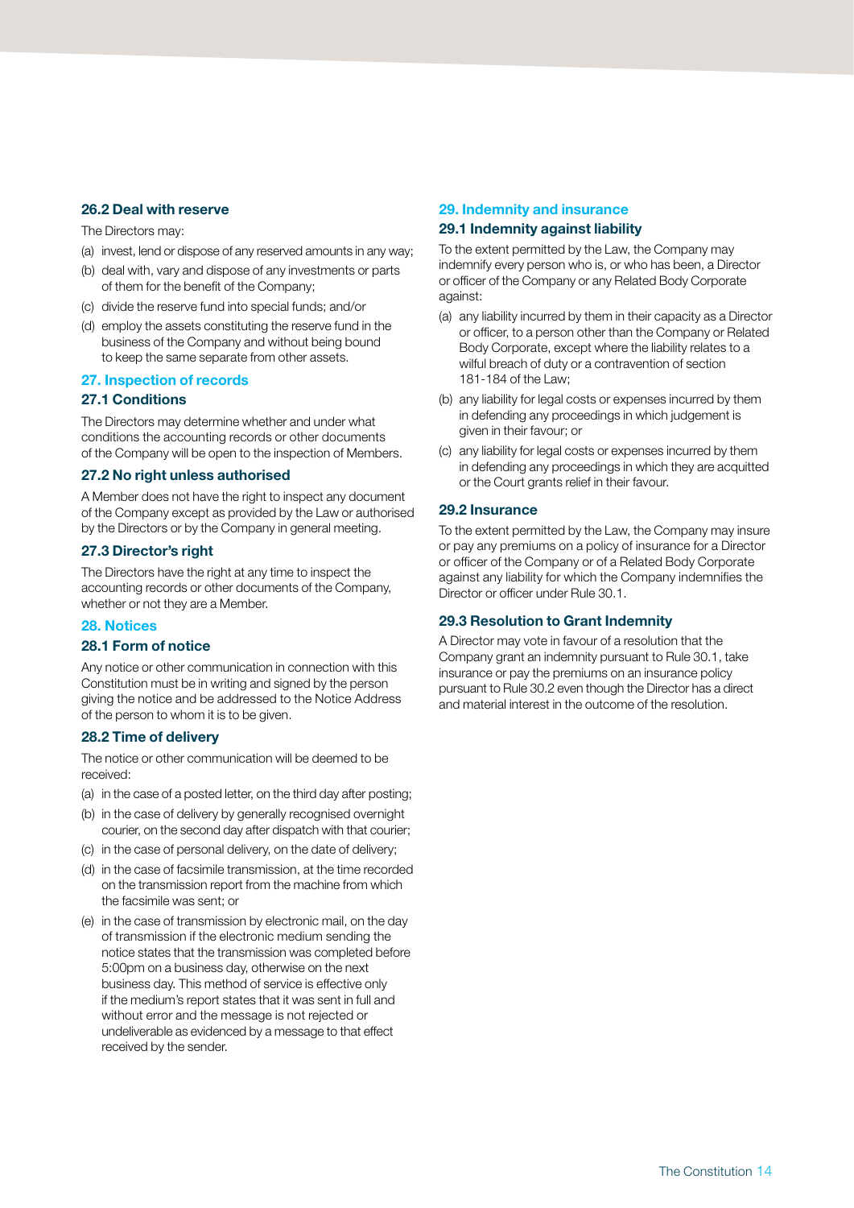### 26.2 Deal with reserve

The Directors may:

(a) invest, lend or dispose of any reserved amounts in any way;

(b) deal with, vary and dispose of any investments or parts of them for the benefit of the Company;

(c) divide the reserve fund into special funds; and/or

(d) employ the assets constituting the reserve fund in the business of the Company and without being bound to keep the same separate from other assets.

## 27. Inspection of records

### 27.1 Conditions

The Directors may determine whether and under what conditions the accounting records or other documents of the Company will be open to the inspection of Members.

### 27.2 No right unless authorised

A Member does not have the right to inspect any document of the Company except as provided by the Law or authorised by the Directors or by the Company in general meeting.

### 27.3 Director's right

The Directors have the right at any time to inspect the accounting records or other documents of the Company, whether or not they are a Member.

## 28. Notices

### 28.1 Form of notice

Any notice or other communication in connection with this Constitution must be in writing and signed by the person giving the notice and be addressed to the Notice Address of the person to whom it is to be given.

### 28.2 Time of delivery

The notice or other communication will be deemed to be received:

(a) in the case of a posted letter, on the third day after posting;

(b) in the case of delivery by generally recognised overnight courier, on the second day after dispatch with that courier;

(c) in the case of personal delivery, on the date of delivery;

(d) in the case of facsimile transmission, at the time recorded on the transmission report from the machine from which the facsimile was sent; or

(e) in the case of transmission by electronic mail, on the day of transmission if the electronic medium sending the notice states that the transmission was completed before 5:00pm on a business day, otherwise on the next business day. This method of service is effective only if the medium's report states that it was sent in full and without error and the message is not rejected or undeliverable as evidenced by a message to that effect received by the sender.

## 29. Indemnity and insurance

### 29.1 Indemnity against liability

To the extent permitted by the Law, the Company may indemnify every person who is, or who has been, a Director or officer of the Company or any Related Body Corporate against:

(a) any liability incurred by them in their capacity as a Director or officer, to a person other than the Company or Related Body Corporate, except where the liability relates to a wilful breach of duty or a contravention of section 181-184 of the Law;

(b) any liability for legal costs or expenses incurred by them in defending any proceedings in which judgement is given in their favour; or

(c) any liability for legal costs or expenses incurred by them in defending any proceedings in which they are acquitted or the Court grants relief in their favour.

### 29.2 Insurance

To the extent permitted by the Law, the Company may insure or pay any premiums on a policy of insurance for a Director or officer of the Company or of a Related Body Corporate against any liability for which the Company indemnifies the Director or officer under Rule 30.1.

### 29.3 Resolution to Grant Indemnity

A Director may vote in favour of a resolution that the Company grant an indemnity pursuant to Rule 30.1, take insurance or pay the premiums on an insurance policy pursuant to Rule 30.2 even though the Director has a direct and material interest in the outcome of the resolution.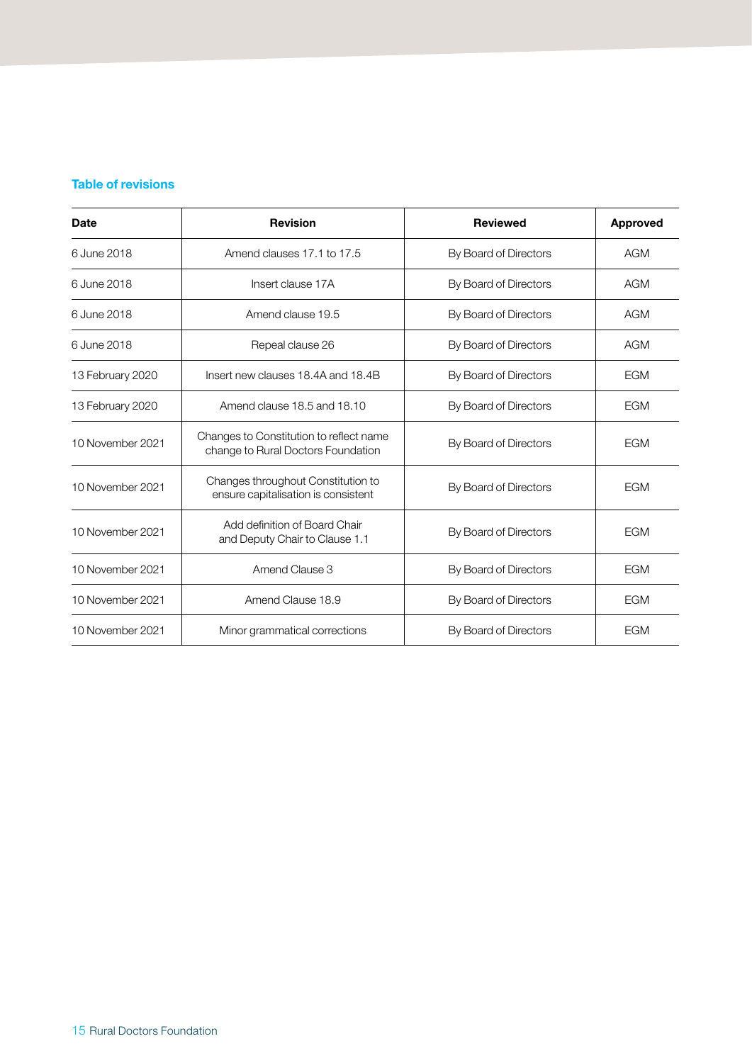## Table of revisions

| Date | Revision | Reviewed | Approved |
|---|---|---|---|
| 6 June 2018 | Amend clauses 17.1 to 17.5 | By Board of Directors | AGM |
| 6 June 2018 | Insert clause 17A | By Board of Directors | AGM |
| 6 June 2018 | Amend clause 19.5 | By Board of Directors | AGM |
| 6 June 2018 | Repeal clause 26 | By Board of Directors | AGM |
| 13 February 2020 | Insert new clauses 18.4A and 18.4B | By Board of Directors | EGM |
| 13 February 2020 | Amend clause 18.5 and 18.10 | By Board of Directors | EGM |
| 10 November 2021 | Changes to Constitution to reflect name change to Rural Doctors Foundation | By Board of Directors | EGM |
| 10 November 2021 | Changes throughout Constitution to ensure capitalisation is consistent | By Board of Directors | EGM |
| 10 November 2021 | Add definition of Board Chair and Deputy Chair to Clause 1.1 | By Board of Directors | EGM |
| 10 November 2021 | Amend Clause 3 | By Board of Directors | EGM |
| 10 November 2021 | Amend Clause 18.9 | By Board of Directors | EGM |
| 10 November 2021 | Minor grammatical corrections | By Board of Directors | EGM |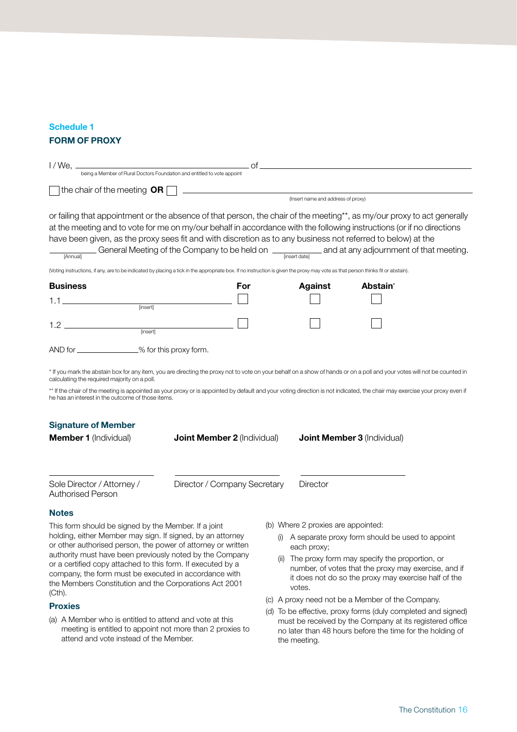### Schedule 1

### FORM OF PROXY

I / We, ______________________________ of ______________________________

being a Member of Rural Doctors Foundation and entitled to vote appoint

☐ the chair of the meeting **OR** ☐ ______________________________

(Insert name and address of proxy)

or failing that appointment or the absence of that person, the chair of the meeting**, as my/our proxy to act generally at the meeting and to vote for me on my/our behalf in accordance with the following instructions (or if no directions have been given, as the proxy sees fit and with discretion as to any business not referred to below) at the ________ [Annual] General Meeting of the Company to be held on ________ [insert date] and at any adjournment of that meeting.

(Voting instructions, if any, are to be indicated by placing a tick in the appropriate box. If no instruction is given the proxy may vote as that person thinks fit or abstain).

| Business | For | Against | Abstain* |
|---|---|---|---|
| 1.1 ______________ [insert] | ☐ | ☐ | ☐ |
| 1.2 ______________ [insert] | ☐ | ☐ | ☐ |

AND for ________% for this proxy form.

\* If you mark the abstain box for any item, you are directing the proxy not to vote on your behalf on a show of hands or on a poll and your votes will not be counted in calculating the required majority on a poll.

\** If the chair of the meeting is appointed as your proxy or is appointed by default and your voting direction is not indicated, the chair may exercise your proxy even if he has an interest in the outcome of those items.

### Signature of Member

| **Member 1** (Individual) | **Joint Member 2** (Individual) | **Joint Member 3** (Individual) |
|---|---|---|
| ______________ | ______________ | ______________ |
| Sole Director / Attorney / Authorised Person | Director / Company Secretary | Director |

### Notes

This form should be signed by the Member. If a joint holding, either Member may sign. If signed, by an attorney or other authorised person, the power of attorney or written authority must have been previously noted by the Company or a certified copy attached to this form. If executed by a company, the form must be executed in accordance with the Members Constitution and the Corporations Act 2001 (Cth).

### Proxies

(a) A Member who is entitled to attend and vote at this meeting is entitled to appoint not more than 2 proxies to attend and vote instead of the Member.

(b) Where 2 proxies are appointed:

  (i) A separate proxy form should be used to appoint each proxy;

  (ii) The proxy form may specify the proportion, or number, of votes that the proxy may exercise, and if it does not do so the proxy may exercise half of the votes.

(c) A proxy need not be a Member of the Company.

(d) To be effective, proxy forms (duly completed and signed) must be received by the Company at its registered office no later than 48 hours before the time for the holding of the meeting.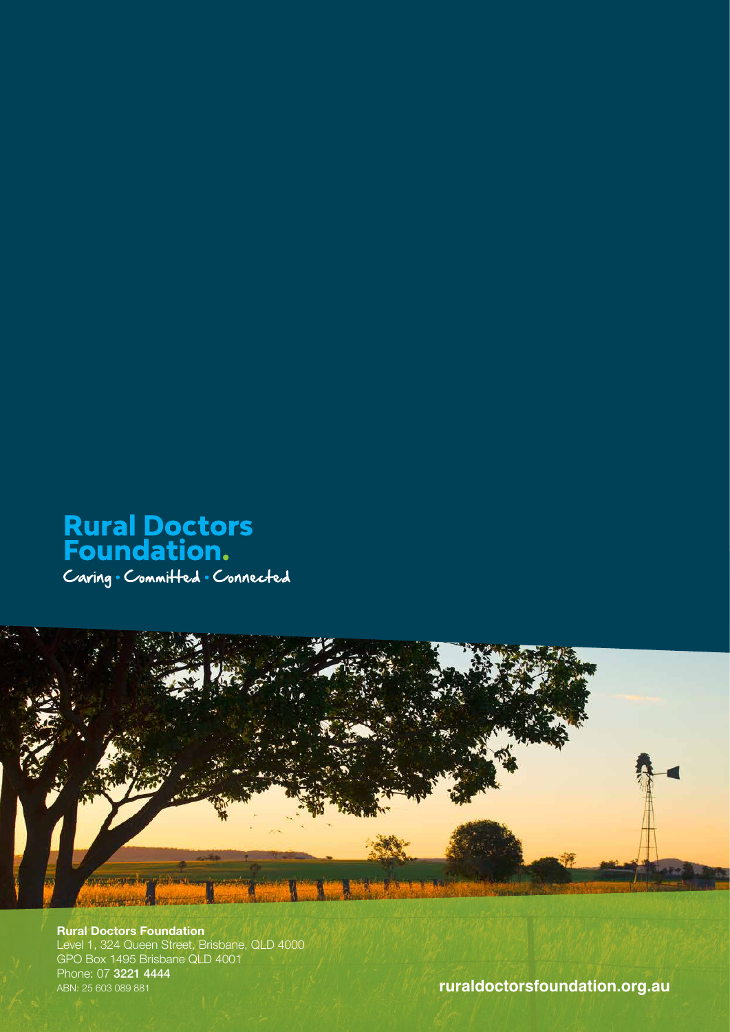**Rural Doctors Foundation.**

Caring · Committed · Connected

**Rural Doctors Foundation**
Level 1, 324 Queen Street, Brisbane, QLD 4000
GPO Box 1495 Brisbane QLD 4001
Phone: 07 **3221 4444**
ABN: 25 603 089 881

**ruraldoctorsfoundation.org.au**